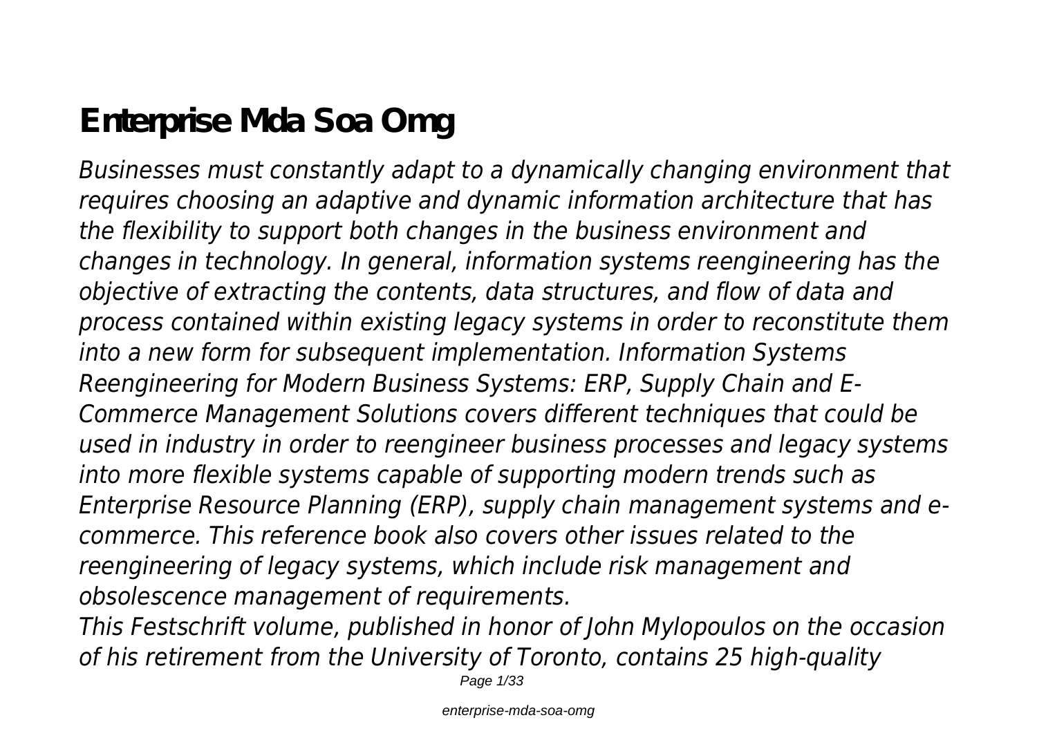# Enterprise Mda Soa Omg

*Businesses must constantly adapt to a dynamically changing environment that requires choosing an adaptive and dynamic information architecture that has the flexibility to support both changes in the business environment and changes in technology. In general, information systems reengineering has the objective of extracting the contents, data structures, and flow of data and process contained within existing legacy systems in order to reconstitute them into a new form for subsequent implementation. Information Systems Reengineering for Modern Business Systems: ERP, Supply Chain and E-Commerce Management Solutions covers different techniques that could be used in industry in order to reengineer business processes and legacy systems into more flexible systems capable of supporting modern trends such as Enterprise Resource Planning (ERP), supply chain management systems and e-commerce. This reference book also covers other issues related to the reengineering of legacy systems, which include risk management and obsolescence management of requirements.*

*This Festschrift volume, published in honor of John Mylopoulos on the occasion of his retirement from the University of Toronto, contains 25 high-quality*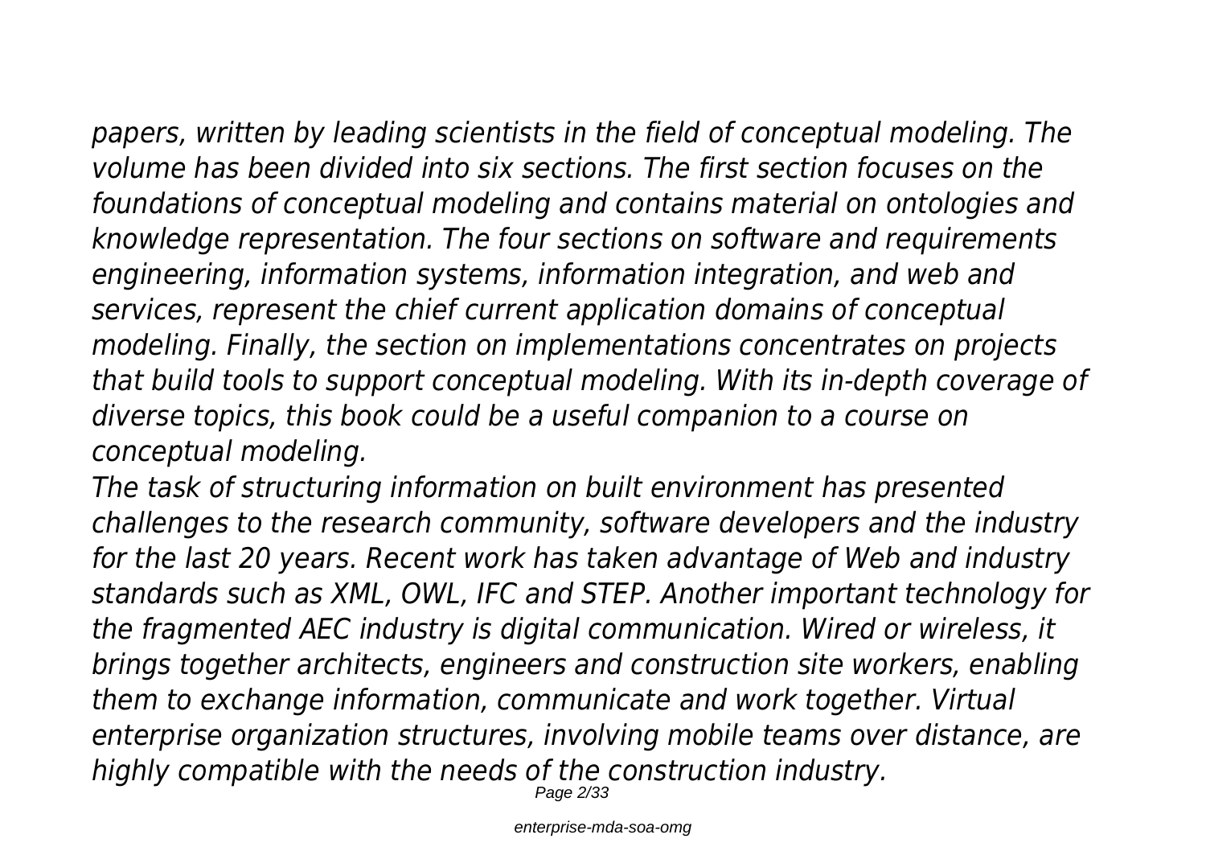*papers, written by leading scientists in the field of conceptual modeling. The volume has been divided into six sections. The first section focuses on the foundations of conceptual modeling and contains material on ontologies and knowledge representation. The four sections on software and requirements engineering, information systems, information integration, and web and services, represent the chief current application domains of conceptual modeling. Finally, the section on implementations concentrates on projects that build tools to support conceptual modeling. With its in-depth coverage of diverse topics, this book could be a useful companion to a course on conceptual modeling.*

*The task of structuring information on built environment has presented challenges to the research community, software developers and the industry for the last 20 years. Recent work has taken advantage of Web and industry standards such as XML, OWL, IFC and STEP. Another important technology for the fragmented AEC industry is digital communication. Wired or wireless, it brings together architects, engineers and construction site workers, enabling them to exchange information, communicate and work together. Virtual enterprise organization structures, involving mobile teams over distance, are highly compatible with the needs of the construction industry.*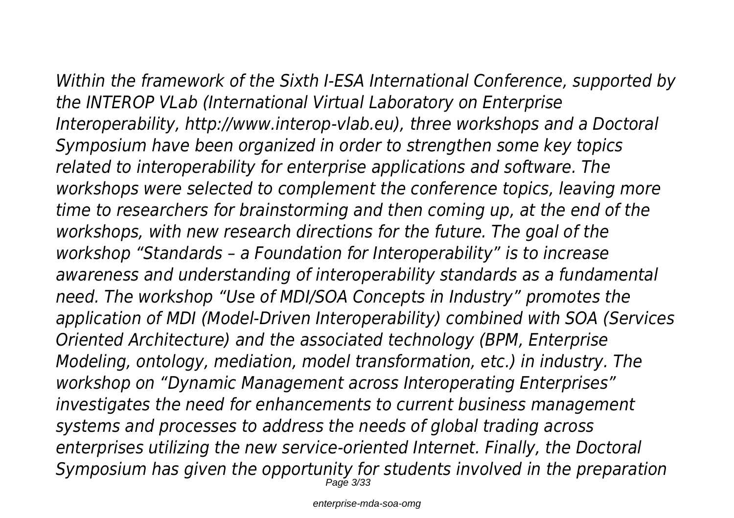*Within the framework of the Sixth I-ESA International Conference, supported by the INTEROP VLab (International Virtual Laboratory on Enterprise Interoperability, http://www.interop-vlab.eu), three workshops and a Doctoral Symposium have been organized in order to strengthen some key topics related to interoperability for enterprise applications and software. The workshops were selected to complement the conference topics, leaving more time to researchers for brainstorming and then coming up, at the end of the workshops, with new research directions for the future. The goal of the workshop "Standards – a Foundation for Interoperability" is to increase awareness and understanding of interoperability standards as a fundamental need. The workshop "Use of MDI/SOA Concepts in Industry" promotes the application of MDI (Model-Driven Interoperability) combined with SOA (Services Oriented Architecture) and the associated technology (BPM, Enterprise Modeling, ontology, mediation, model transformation, etc.) in industry. The workshop on "Dynamic Management across Interoperating Enterprises" investigates the need for enhancements to current business management systems and processes to address the needs of global trading across enterprises utilizing the new service-oriented Internet. Finally, the Doctoral Symposium has given the opportunity for students involved in the preparation*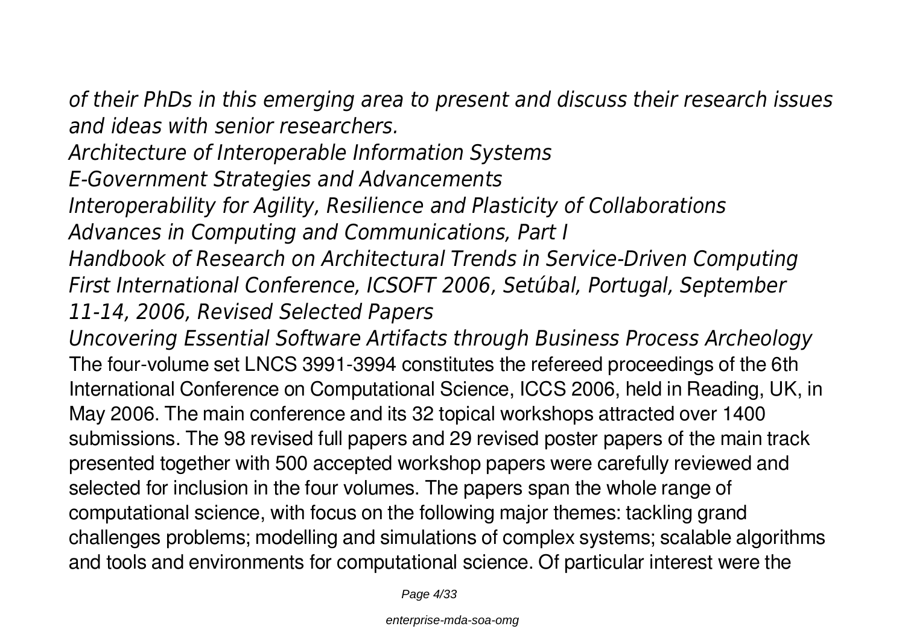*of their PhDs in this emerging area to present and discuss their research issues and ideas with senior researchers.*

*Architecture of Interoperable Information Systems*

*E-Government Strategies and Advancements*

*Interoperability for Agility, Resilience and Plasticity of Collaborations*

*Advances in Computing and Communications, Part I*

*Handbook of Research on Architectural Trends in Service-Driven Computing*

*First International Conference, ICSOFT 2006, Setúbal, Portugal, September 11-14, 2006, Revised Selected Papers*

*Uncovering Essential Software Artifacts through Business Process Archeology*

The four-volume set LNCS 3991-3994 constitutes the refereed proceedings of the 6th International Conference on Computational Science, ICCS 2006, held in Reading, UK, in May 2006. The main conference and its 32 topical workshops attracted over 1400 submissions. The 98 revised full papers and 29 revised poster papers of the main track presented together with 500 accepted workshop papers were carefully reviewed and selected for inclusion in the four volumes. The papers span the whole range of computational science, with focus on the following major themes: tackling grand challenges problems; modelling and simulations of complex systems; scalable algorithms and tools and environments for computational science. Of particular interest were the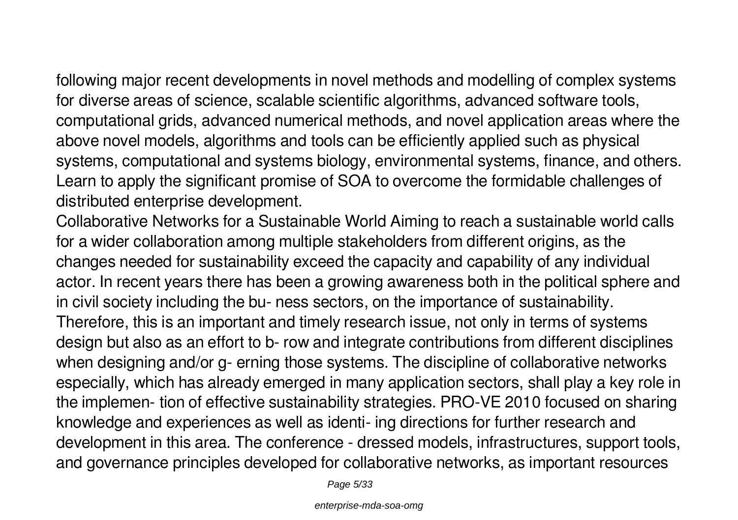following major recent developments in novel methods and modelling of complex systems for diverse areas of science, scalable scientific algorithms, advanced software tools, computational grids, advanced numerical methods, and novel application areas where the above novel models, algorithms and tools can be efficiently applied such as physical systems, computational and systems biology, environmental systems, finance, and others. Learn to apply the significant promise of SOA to overcome the formidable challenges of distributed enterprise development.

Collaborative Networks for a Sustainable World Aiming to reach a sustainable world calls for a wider collaboration among multiple stakeholders from different origins, as the changes needed for sustainability exceed the capacity and capability of any individual actor. In recent years there has been a growing awareness both in the political sphere and in civil society including the bu- ness sectors, on the importance of sustainability. Therefore, this is an important and timely research issue, not only in terms of systems design but also as an effort to b- row and integrate contributions from different disciplines when designing and/or g- erning those systems. The discipline of collaborative networks especially, which has already emerged in many application sectors, shall play a key role in the implemen- tion of effective sustainability strategies. PRO-VE 2010 focused on sharing knowledge and experiences as well as identi- ing directions for further research and development in this area. The conference - dressed models, infrastructures, support tools, and governance principles developed for collaborative networks, as important resources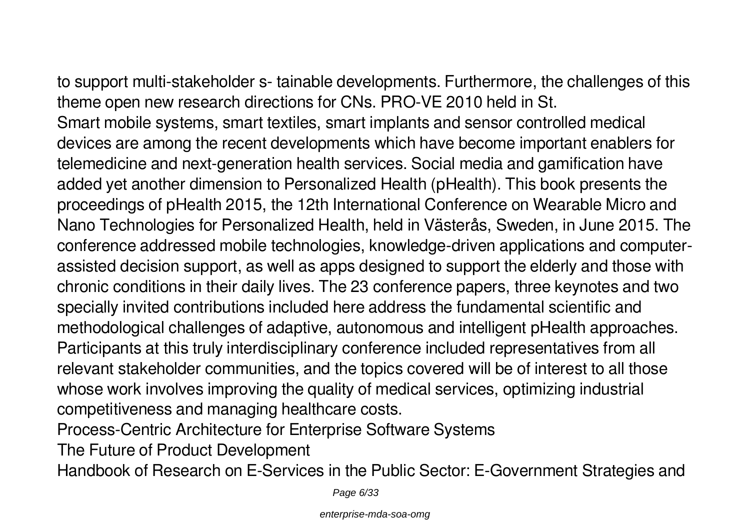to support multi-stakeholder s- tainable developments. Furthermore, the challenges of this theme open new research directions for CNs. PRO-VE 2010 held in St.

Smart mobile systems, smart textiles, smart implants and sensor controlled medical devices are among the recent developments which have become important enablers for telemedicine and next-generation health services. Social media and gamification have added yet another dimension to Personalized Health (pHealth). This book presents the proceedings of pHealth 2015, the 12th International Conference on Wearable Micro and Nano Technologies for Personalized Health, held in Västerås, Sweden, in June 2015. The conference addressed mobile technologies, knowledge-driven applications and computer-assisted decision support, as well as apps designed to support the elderly and those with chronic conditions in their daily lives. The 23 conference papers, three keynotes and two specially invited contributions included here address the fundamental scientific and methodological challenges of adaptive, autonomous and intelligent pHealth approaches. Participants at this truly interdisciplinary conference included representatives from all relevant stakeholder communities, and the topics covered will be of interest to all those whose work involves improving the quality of medical services, optimizing industrial competitiveness and managing healthcare costs.

Process-Centric Architecture for Enterprise Software Systems

The Future of Product Development

Handbook of Research on E-Services in the Public Sector: E-Government Strategies and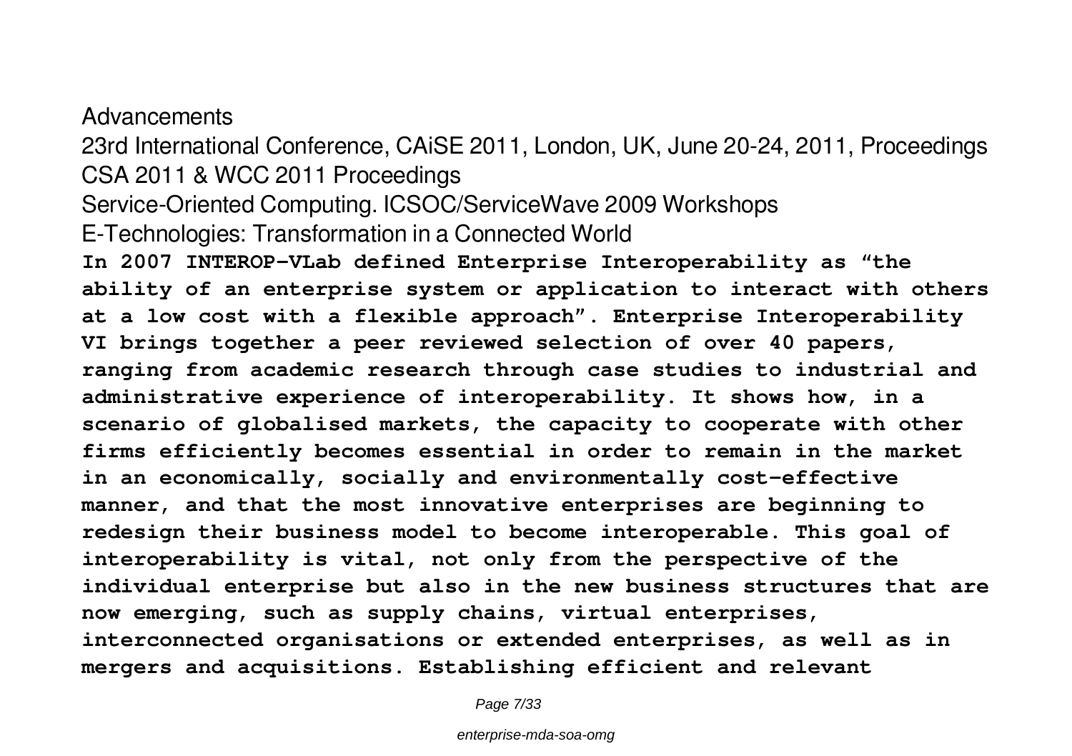Advancements

23rd International Conference, CAiSE 2011, London, UK, June 20-24, 2011, Proceedings

CSA 2011 & WCC 2011 Proceedings

Service-Oriented Computing. ICSOC/ServiceWave 2009 Workshops

E-Technologies: Transformation in a Connected World

**In 2007 INTEROP-VLab defined Enterprise Interoperability as "the ability of an enterprise system or application to interact with others at a low cost with a flexible approach". Enterprise Interoperability VI brings together a peer reviewed selection of over 40 papers, ranging from academic research through case studies to industrial and administrative experience of interoperability. It shows how, in a scenario of globalised markets, the capacity to cooperate with other firms efficiently becomes essential in order to remain in the market in an economically, socially and environmentally cost-effective manner, and that the most innovative enterprises are beginning to redesign their business model to become interoperable. This goal of interoperability is vital, not only from the perspective of the individual enterprise but also in the new business structures that are now emerging, such as supply chains, virtual enterprises, interconnected organisations or extended enterprises, as well as in mergers and acquisitions. Establishing efficient and relevant**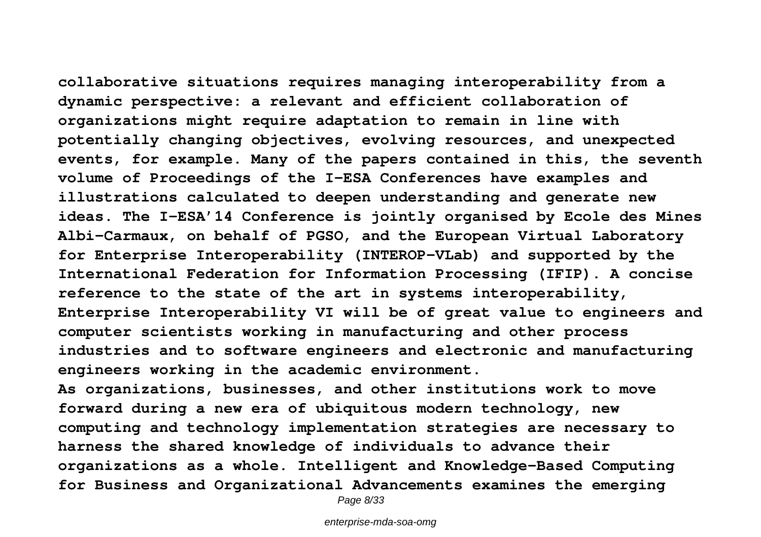**collaborative situations requires managing interoperability from a dynamic perspective: a relevant and efficient collaboration of organizations might require adaptation to remain in line with potentially changing objectives, evolving resources, and unexpected events, for example. Many of the papers contained in this, the seventh volume of Proceedings of the I-ESA Conferences have examples and illustrations calculated to deepen understanding and generate new ideas. The I-ESA'14 Conference is jointly organised by Ecole des Mines Albi-Carmaux, on behalf of PGSO, and the European Virtual Laboratory for Enterprise Interoperability (INTEROP-VLab) and supported by the International Federation for Information Processing (IFIP). A concise reference to the state of the art in systems interoperability, Enterprise Interoperability VI will be of great value to engineers and computer scientists working in manufacturing and other process industries and to software engineers and electronic and manufacturing engineers working in the academic environment.**

**As organizations, businesses, and other institutions work to move forward during a new era of ubiquitous modern technology, new computing and technology implementation strategies are necessary to harness the shared knowledge of individuals to advance their organizations as a whole. Intelligent and Knowledge-Based Computing for Business and Organizational Advancements examines the emerging**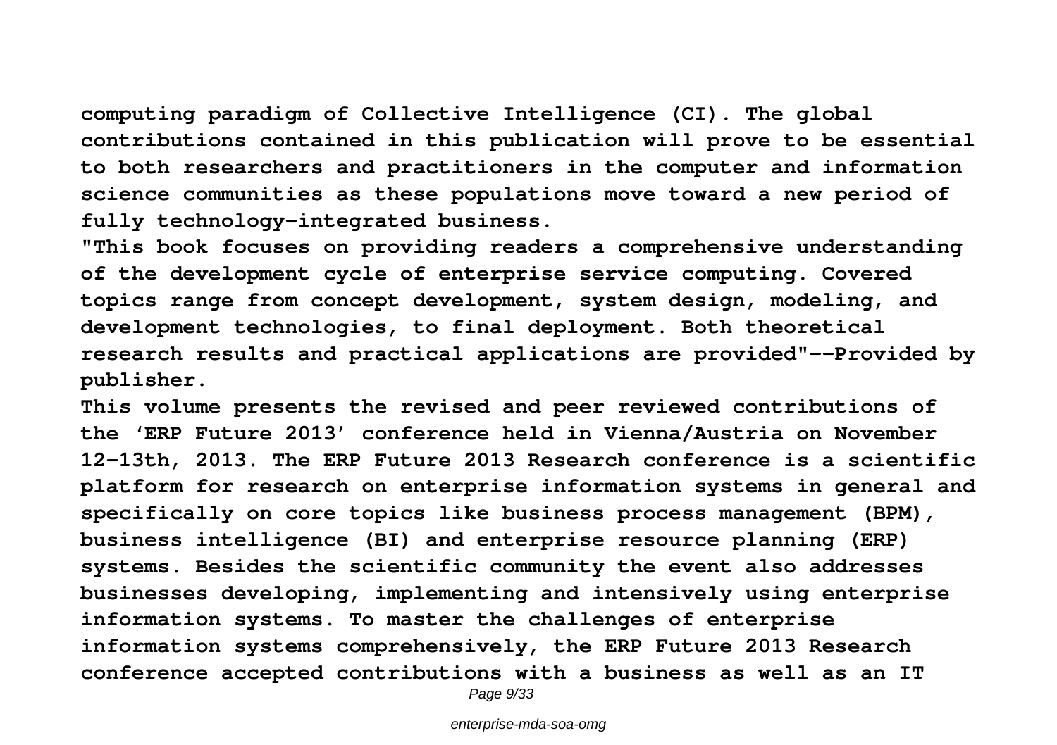**computing paradigm of Collective Intelligence (CI). The global contributions contained in this publication will prove to be essential to both researchers and practitioners in the computer and information science communities as these populations move toward a new period of fully technology-integrated business.**

**"This book focuses on providing readers a comprehensive understanding of the development cycle of enterprise service computing. Covered topics range from concept development, system design, modeling, and development technologies, to final deployment. Both theoretical research results and practical applications are provided"--Provided by publisher.**

**This volume presents the revised and peer reviewed contributions of the 'ERP Future 2013' conference held in Vienna/Austria on November 12-13th, 2013. The ERP Future 2013 Research conference is a scientific platform for research on enterprise information systems in general and specifically on core topics like business process management (BPM), business intelligence (BI) and enterprise resource planning (ERP) systems. Besides the scientific community the event also addresses businesses developing, implementing and intensively using enterprise information systems. To master the challenges of enterprise information systems comprehensively, the ERP Future 2013 Research conference accepted contributions with a business as well as an IT**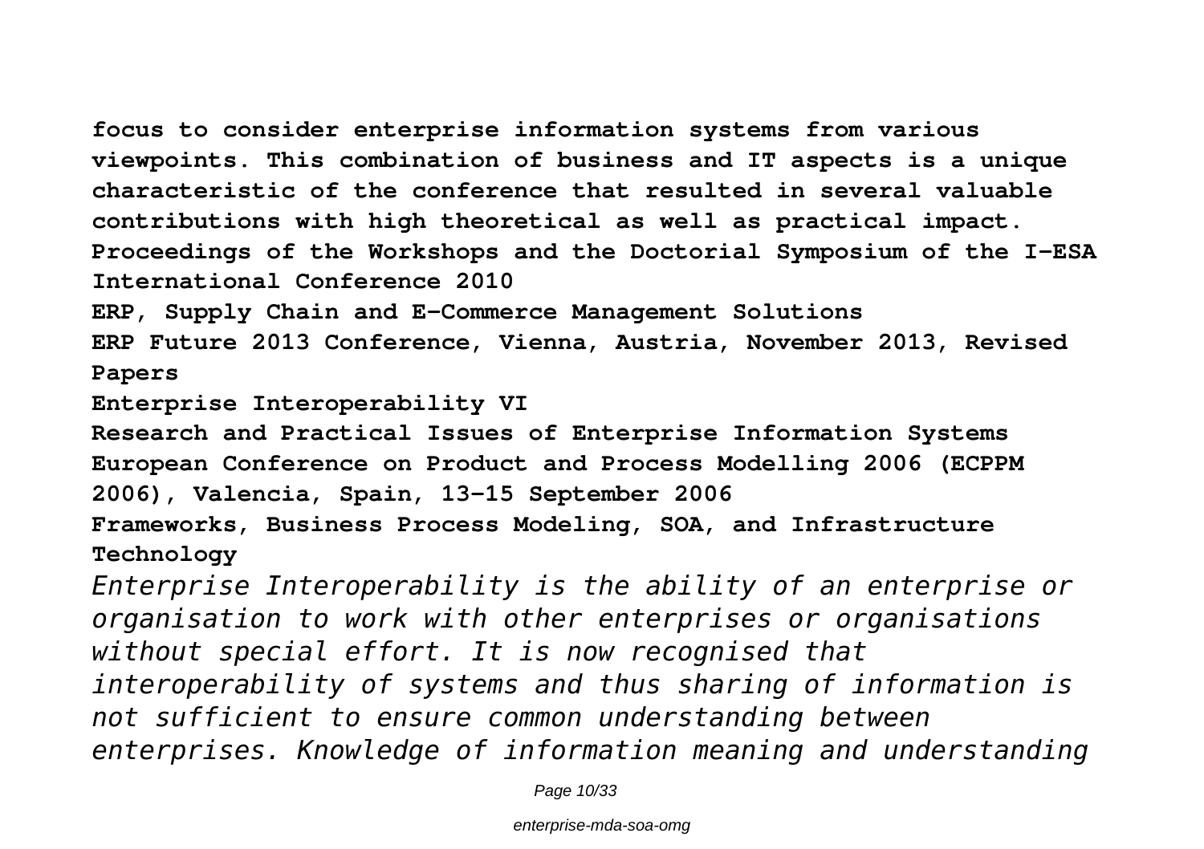**focus to consider enterprise information systems from various viewpoints. This combination of business and IT aspects is a unique characteristic of the conference that resulted in several valuable contributions with high theoretical as well as practical impact.**

**Proceedings of the Workshops and the Doctorial Symposium of the I-ESA International Conference 2010**

**ERP, Supply Chain and E-Commerce Management Solutions**

**ERP Future 2013 Conference, Vienna, Austria, November 2013, Revised Papers**

**Enterprise Interoperability VI**

**Research and Practical Issues of Enterprise Information Systems**

**European Conference on Product and Process Modelling 2006 (ECPPM 2006), Valencia, Spain, 13-15 September 2006**

**Frameworks, Business Process Modeling, SOA, and Infrastructure Technology**

*Enterprise Interoperability is the ability of an enterprise or organisation to work with other enterprises or organisations without special effort. It is now recognised that interoperability of systems and thus sharing of information is not sufficient to ensure common understanding between enterprises. Knowledge of information meaning and understanding*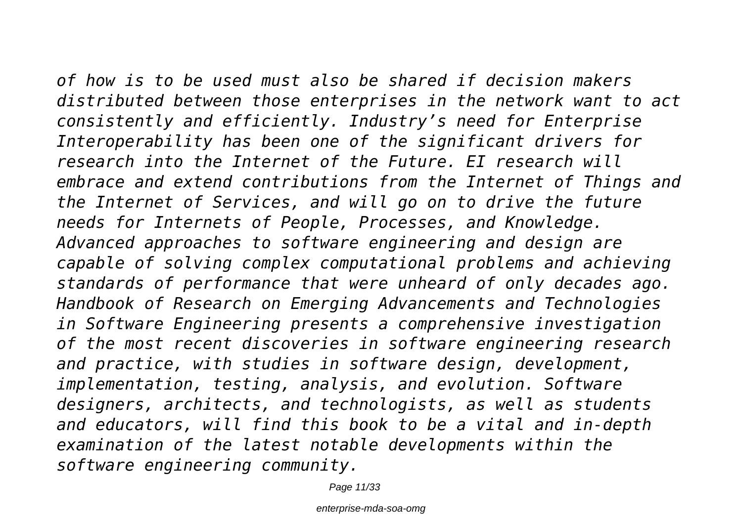*of how is to be used must also be shared if decision makers distributed between those enterprises in the network want to act consistently and efficiently. Industry's need for Enterprise Interoperability has been one of the significant drivers for research into the Internet of the Future. EI research will embrace and extend contributions from the Internet of Things and the Internet of Services, and will go on to drive the future needs for Internets of People, Processes, and Knowledge. Advanced approaches to software engineering and design are capable of solving complex computational problems and achieving standards of performance that were unheard of only decades ago. Handbook of Research on Emerging Advancements and Technologies in Software Engineering presents a comprehensive investigation of the most recent discoveries in software engineering research and practice, with studies in software design, development, implementation, testing, analysis, and evolution. Software designers, architects, and technologists, as well as students and educators, will find this book to be a vital and in-depth examination of the latest notable developments within the software engineering community.*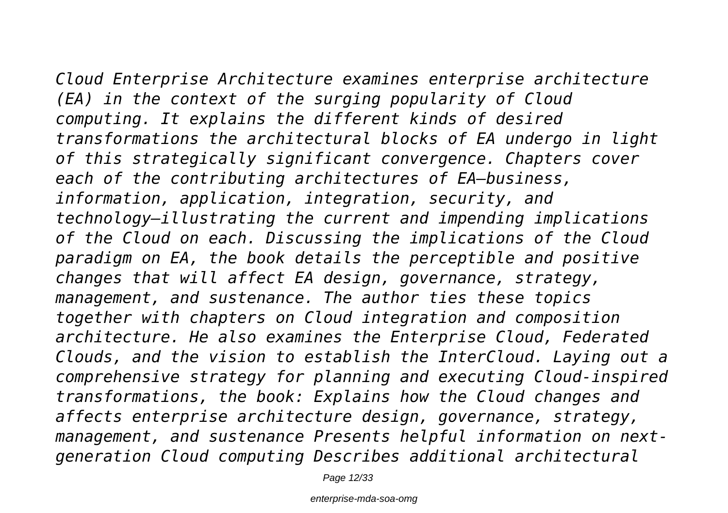*Cloud Enterprise Architecture examines enterprise architecture (EA) in the context of the surging popularity of Cloud computing. It explains the different kinds of desired transformations the architectural blocks of EA undergo in light of this strategically significant convergence. Chapters cover each of the contributing architectures of EA—business, information, application, integration, security, and technology—illustrating the current and impending implications of the Cloud on each. Discussing the implications of the Cloud paradigm on EA, the book details the perceptible and positive changes that will affect EA design, governance, strategy, management, and sustenance. The author ties these topics together with chapters on Cloud integration and composition architecture. He also examines the Enterprise Cloud, Federated Clouds, and the vision to establish the InterCloud. Laying out a comprehensive strategy for planning and executing Cloud-inspired transformations, the book: Explains how the Cloud changes and affects enterprise architecture design, governance, strategy, management, and sustenance Presents helpful information on next-generation Cloud computing Describes additional architectural*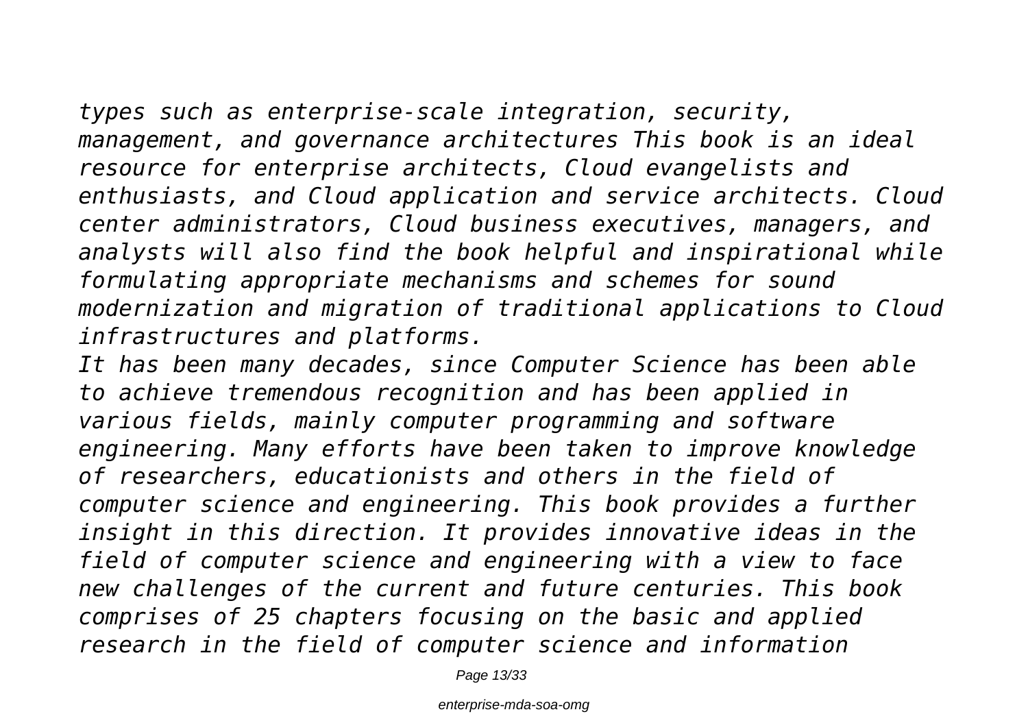*types such as enterprise-scale integration, security, management, and governance architectures This book is an ideal resource for enterprise architects, Cloud evangelists and enthusiasts, and Cloud application and service architects. Cloud center administrators, Cloud business executives, managers, and analysts will also find the book helpful and inspirational while formulating appropriate mechanisms and schemes for sound modernization and migration of traditional applications to Cloud infrastructures and platforms.*

*It has been many decades, since Computer Science has been able to achieve tremendous recognition and has been applied in various fields, mainly computer programming and software engineering. Many efforts have been taken to improve knowledge of researchers, educationists and others in the field of computer science and engineering. This book provides a further insight in this direction. It provides innovative ideas in the field of computer science and engineering with a view to face new challenges of the current and future centuries. This book comprises of 25 chapters focusing on the basic and applied research in the field of computer science and information*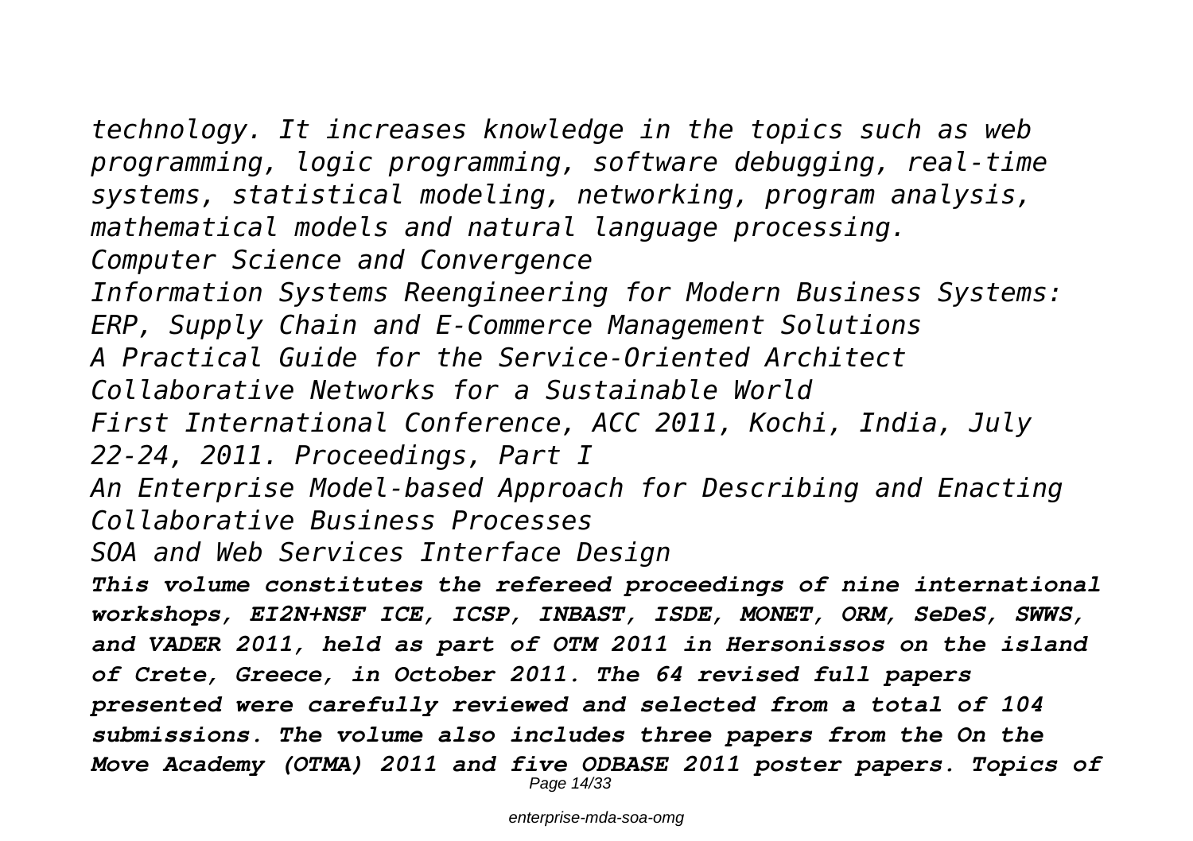*technology. It increases knowledge in the topics such as web programming, logic programming, software debugging, real-time systems, statistical modeling, networking, program analysis, mathematical models and natural language processing.*

*Computer Science and Convergence*

*Information Systems Reengineering for Modern Business Systems: ERP, Supply Chain and E-Commerce Management Solutions*

*A Practical Guide for the Service-Oriented Architect*

*Collaborative Networks for a Sustainable World*

*First International Conference, ACC 2011, Kochi, India, July 22-24, 2011. Proceedings, Part I*

*An Enterprise Model-based Approach for Describing and Enacting Collaborative Business Processes*

*SOA and Web Services Interface Design*

***This volume constitutes the refereed proceedings of nine international workshops, EI2N+NSF ICE, ICSP, INBAST, ISDE, MONET, ORM, SeDeS, SWWS, and VADER 2011, held as part of OTM 2011 in Hersonissos on the island of Crete, Greece, in October 2011. The 64 revised full papers presented were carefully reviewed and selected from a total of 104 submissions. The volume also includes three papers from the On the Move Academy (OTMA) 2011 and five ODBASE 2011 poster papers. Topics of***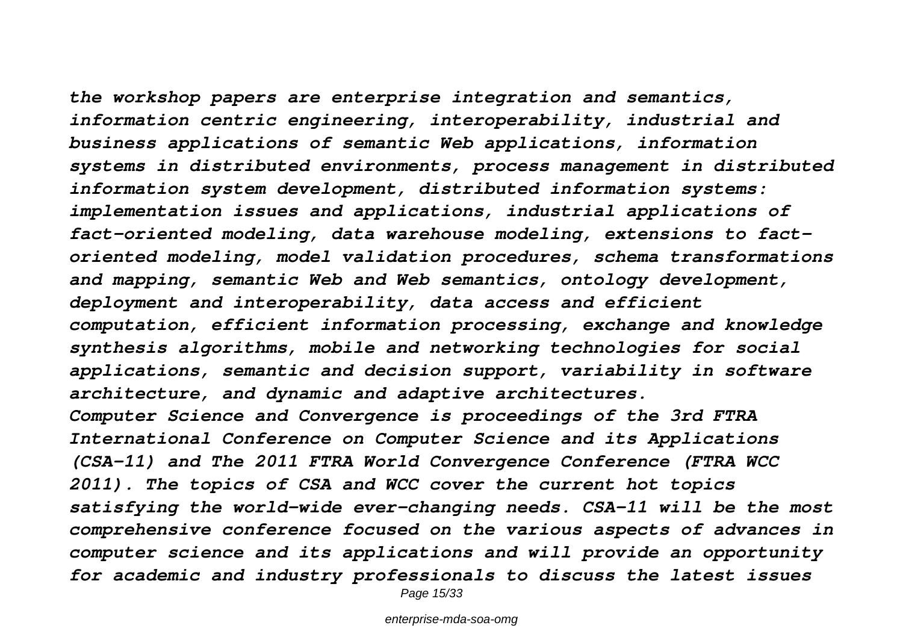*the workshop papers are enterprise integration and semantics, information centric engineering, interoperability, industrial and business applications of semantic Web applications, information systems in distributed environments, process management in distributed information system development, distributed information systems: implementation issues and applications, industrial applications of fact-oriented modeling, data warehouse modeling, extensions to fact-oriented modeling, model validation procedures, schema transformations and mapping, semantic Web and Web semantics, ontology development, deployment and interoperability, data access and efficient computation, efficient information processing, exchange and knowledge synthesis algorithms, mobile and networking technologies for social applications, semantic and decision support, variability in software architecture, and dynamic and adaptive architectures.*

*Computer Science and Convergence is proceedings of the 3rd FTRA International Conference on Computer Science and its Applications (CSA-11) and The 2011 FTRA World Convergence Conference (FTRA WCC 2011). The topics of CSA and WCC cover the current hot topics satisfying the world-wide ever-changing needs. CSA-11 will be the most comprehensive conference focused on the various aspects of advances in computer science and its applications and will provide an opportunity for academic and industry professionals to discuss the latest issues*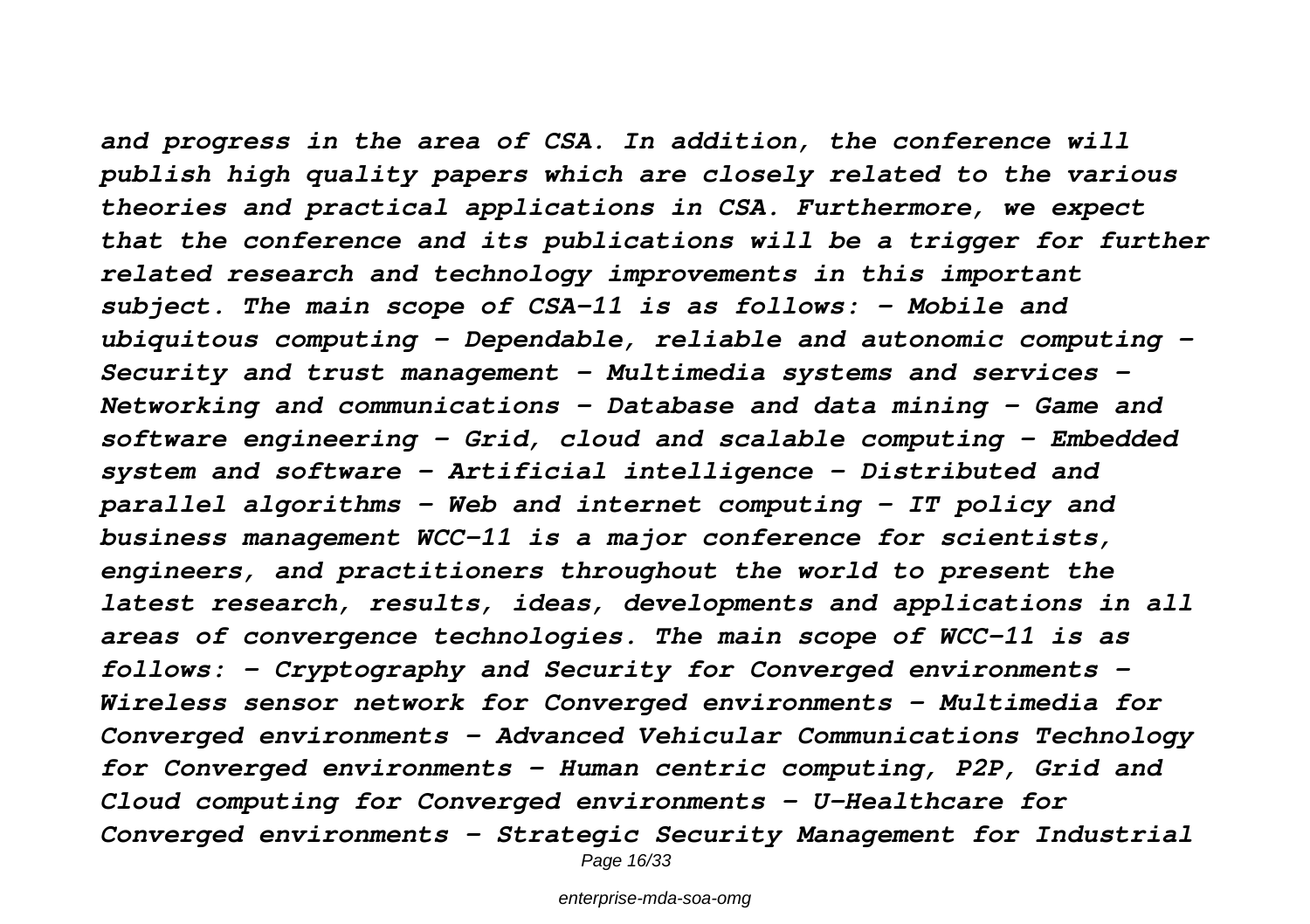*and progress in the area of CSA. In addition, the conference will publish high quality papers which are closely related to the various theories and practical applications in CSA. Furthermore, we expect that the conference and its publications will be a trigger for further related research and technology improvements in this important subject. The main scope of CSA-11 is as follows: - Mobile and ubiquitous computing - Dependable, reliable and autonomic computing - Security and trust management - Multimedia systems and services - Networking and communications - Database and data mining - Game and software engineering - Grid, cloud and scalable computing - Embedded system and software - Artificial intelligence - Distributed and parallel algorithms - Web and internet computing - IT policy and business management WCC-11 is a major conference for scientists, engineers, and practitioners throughout the world to present the latest research, results, ideas, developments and applications in all areas of convergence technologies. The main scope of WCC-11 is as follows: - Cryptography and Security for Converged environments - Wireless sensor network for Converged environments - Multimedia for Converged environments - Advanced Vehicular Communications Technology for Converged environments - Human centric computing, P2P, Grid and Cloud computing for Converged environments - U-Healthcare for Converged environments - Strategic Security Management for Industrial*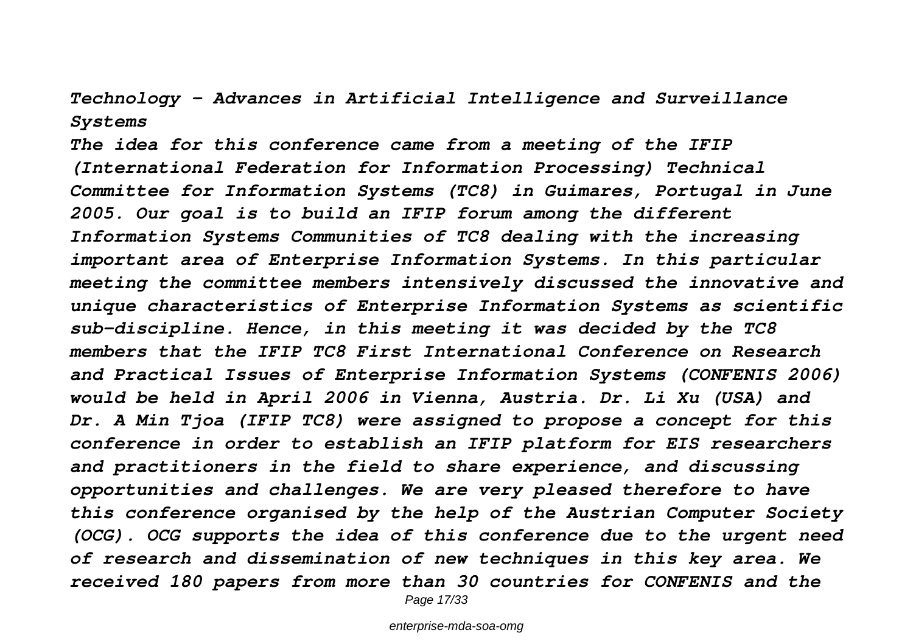*Technology - Advances in Artificial Intelligence and Surveillance Systems*

*The idea for this conference came from a meeting of the IFIP (International Federation for Information Processing) Technical Committee for Information Systems (TC8) in Guimares, Portugal in June 2005. Our goal is to build an IFIP forum among the different Information Systems Communities of TC8 dealing with the increasing important area of Enterprise Information Systems. In this particular meeting the committee members intensively discussed the innovative and unique characteristics of Enterprise Information Systems as scientific sub-discipline. Hence, in this meeting it was decided by the TC8 members that the IFIP TC8 First International Conference on Research and Practical Issues of Enterprise Information Systems (CONFENIS 2006) would be held in April 2006 in Vienna, Austria. Dr. Li Xu (USA) and Dr. A Min Tjoa (IFIP TC8) were assigned to propose a concept for this conference in order to establish an IFIP platform for EIS researchers and practitioners in the field to share experience, and discussing opportunities and challenges. We are very pleased therefore to have this conference organised by the help of the Austrian Computer Society (OCG). OCG supports the idea of this conference due to the urgent need of research and dissemination of new techniques in this key area. We received 180 papers from more than 30 countries for CONFENIS and the*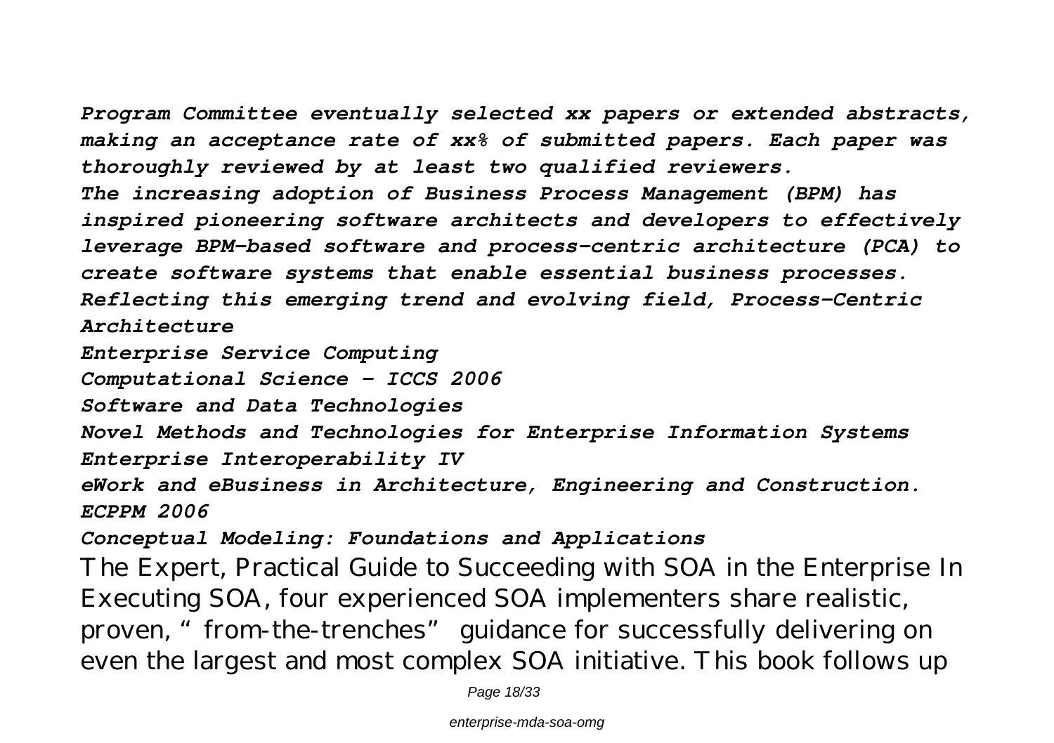*Program Committee eventually selected xx papers or extended abstracts, making an acceptance rate of xx% of submitted papers. Each paper was thoroughly reviewed by at least two qualified reviewers.*

*The increasing adoption of Business Process Management (BPM) has inspired pioneering software architects and developers to effectively leverage BPM-based software and process-centric architecture (PCA) to create software systems that enable essential business processes. Reflecting this emerging trend and evolving field, Process-Centric Architecture*

*Enterprise Service Computing*

*Computational Science - ICCS 2006*

*Software and Data Technologies*

*Novel Methods and Technologies for Enterprise Information Systems*

*Enterprise Interoperability IV*

*eWork and eBusiness in Architecture, Engineering and Construction. ECPPM 2006*

*Conceptual Modeling: Foundations and Applications*

The Expert, Practical Guide to Succeeding with SOA in the Enterprise In Executing SOA, four experienced SOA implementers share realistic, proven, "from-the-trenches" guidance for successfully delivering on even the largest and most complex SOA initiative. This book follows up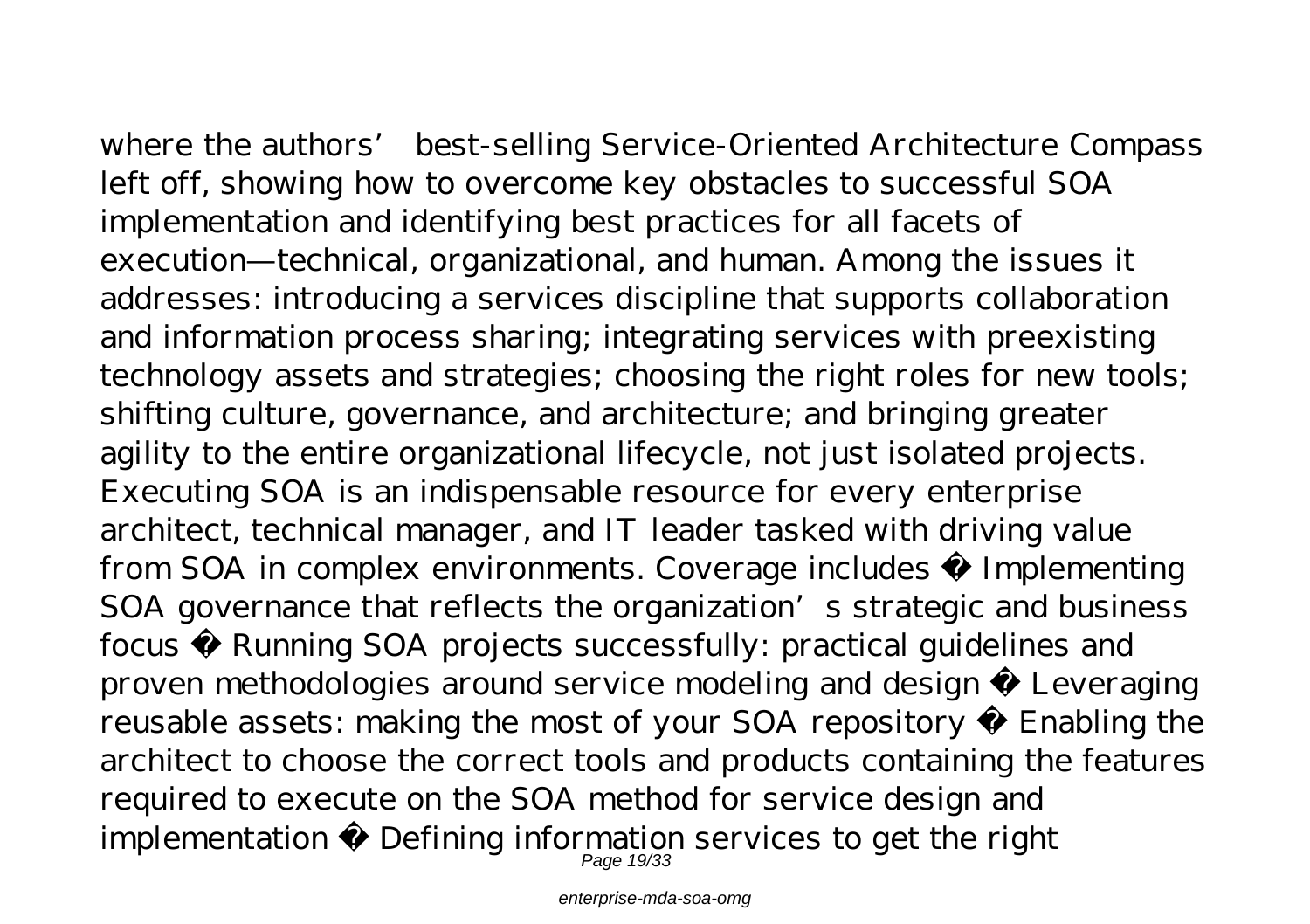where the authors' best-selling Service-Oriented Architecture Compass left off, showing how to overcome key obstacles to successful SOA implementation and identifying best practices for all facets of execution—technical, organizational, and human. Among the issues it addresses: introducing a services discipline that supports collaboration and information process sharing; integrating services with preexisting technology assets and strategies; choosing the right roles for new tools; shifting culture, governance, and architecture; and bringing greater agility to the entire organizational lifecycle, not just isolated projects. Executing SOA is an indispensable resource for every enterprise architect, technical manager, and IT leader tasked with driving value from SOA in complex environments. Coverage includes � Implementing SOA governance that reflects the organization's strategic and business focus � Running SOA projects successfully: practical guidelines and proven methodologies around service modeling and design � Leveraging reusable assets: making the most of your SOA repository � Enabling the architect to choose the correct tools and products containing the features required to execute on the SOA method for service design and implementation � Defining information services to get the right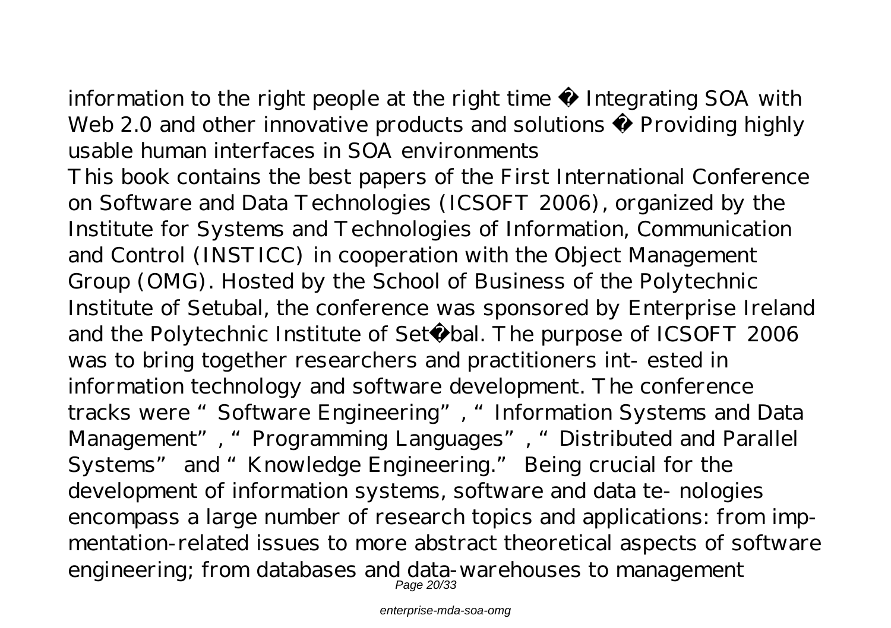information to the right people at the right time � Integrating SOA with Web 2.0 and other innovative products and solutions � Providing highly usable human interfaces in SOA environments

This book contains the best papers of the First International Conference on Software and Data Technologies (ICSOFT 2006), organized by the Institute for Systems and Technologies of Information, Communication and Control (INSTICC) in cooperation with the Object Management Group (OMG). Hosted by the School of Business of the Polytechnic Institute of Setubal, the conference was sponsored by Enterprise Ireland and the Polytechnic Institute of Set�bal. The purpose of ICSOFT 2006 was to bring together researchers and practitioners int- ested in information technology and software development. The conference tracks were "Software Engineering", "Information Systems and Data Management", "Programming Languages", "Distributed and Parallel Systems" and "Knowledge Engineering." Being crucial for the development of information systems, software and data te- nologies encompass a large number of research topics and applications: from imp- mentation-related issues to more abstract theoretical aspects of software engineering; from databases and data-warehouses to management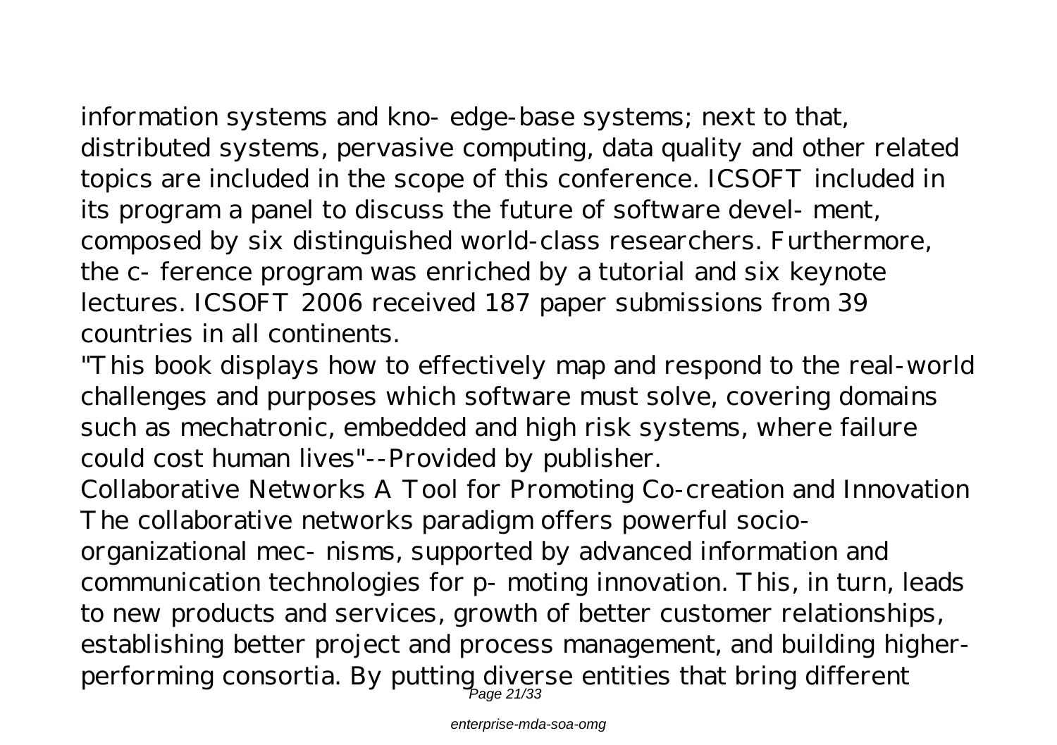information systems and kno- edge-base systems; next to that, distributed systems, pervasive computing, data quality and other related topics are included in the scope of this conference. ICSOFT included in its program a panel to discuss the future of software devel- ment, composed by six distinguished world-class researchers. Furthermore, the c- ference program was enriched by a tutorial and six keynote lectures. ICSOFT 2006 received 187 paper submissions from 39 countries in all continents.

"This book displays how to effectively map and respond to the real-world challenges and purposes which software must solve, covering domains such as mechatronic, embedded and high risk systems, where failure could cost human lives"--Provided by publisher.

Collaborative Networks A Tool for Promoting Co-creation and Innovation

The collaborative networks paradigm offers powerful socio-organizational mec- nisms, supported by advanced information and communication technologies for p- moting innovation. This, in turn, leads to new products and services, growth of better customer relationships, establishing better project and process management, and building higher-performing consortia. By putting diverse entities that bring different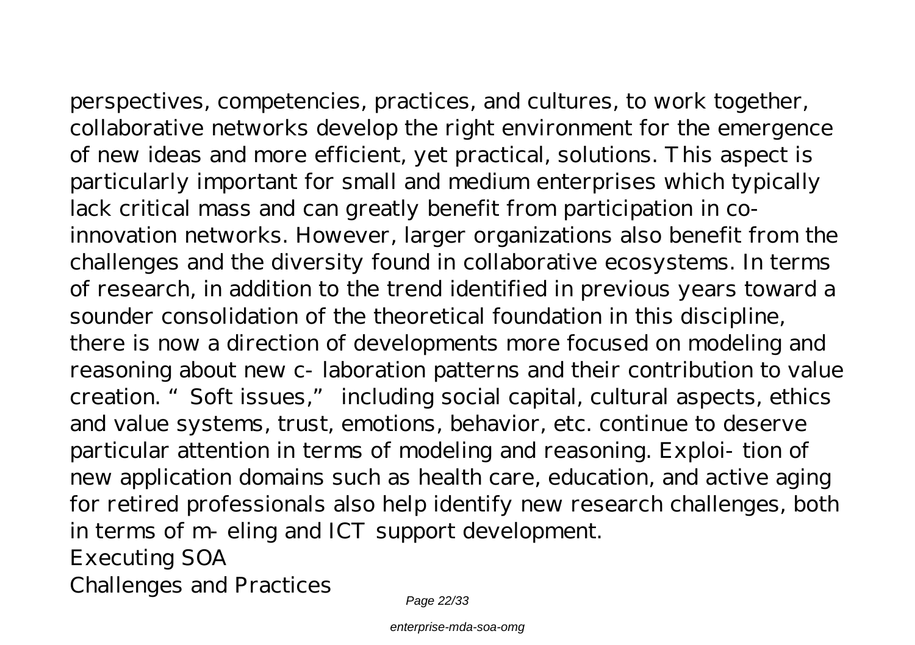perspectives, competencies, practices, and cultures, to work together, collaborative networks develop the right environment for the emergence of new ideas and more efficient, yet practical, solutions. This aspect is particularly important for small and medium enterprises which typically lack critical mass and can greatly benefit from participation in co-innovation networks. However, larger organizations also benefit from the challenges and the diversity found in collaborative ecosystems. In terms of research, in addition to the trend identified in previous years toward a sounder consolidation of the theoretical foundation in this discipline, there is now a direction of developments more focused on modeling and reasoning about new c- laboration patterns and their contribution to value creation. "Soft issues," including social capital, cultural aspects, ethics and value systems, trust, emotions, behavior, etc. continue to deserve particular attention in terms of modeling and reasoning. Exploi- tion of new application domains such as health care, education, and active aging for retired professionals also help identify new research challenges, both in terms of m- eling and ICT support development.

Executing SOA

Challenges and Practices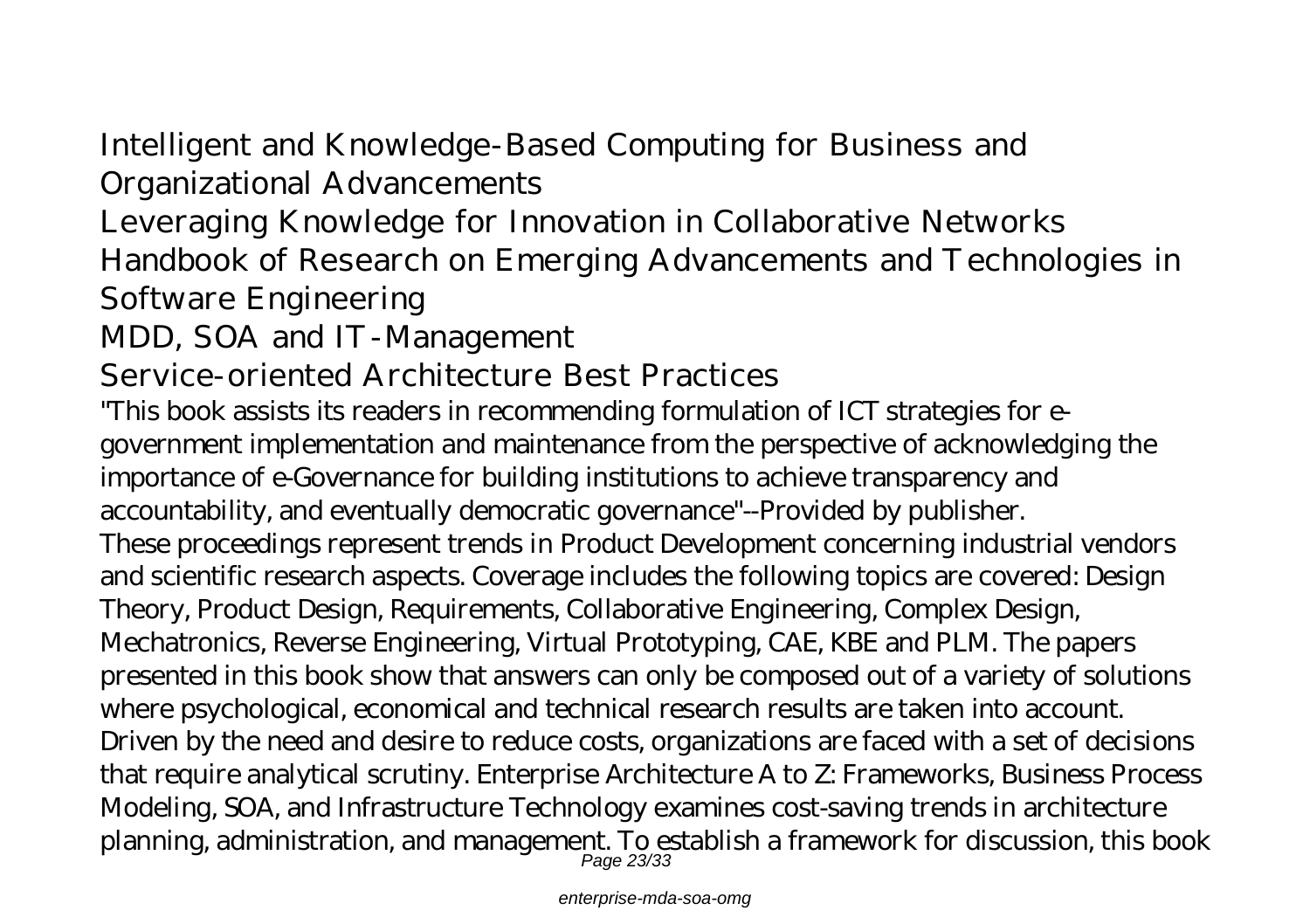## Intelligent and Knowledge-Based Computing for Business and Organizational Advancements

## Leveraging Knowledge for Innovation in Collaborative Networks

## Handbook of Research on Emerging Advancements and Technologies in Software Engineering

## MDD, SOA and IT-Management

## Service-oriented Architecture Best Practices

"This book assists its readers in recommending formulation of ICT strategies for e-government implementation and maintenance from the perspective of acknowledging the importance of e-Governance for building institutions to achieve transparency and accountability, and eventually democratic governance"--Provided by publisher.

These proceedings represent trends in Product Development concerning industrial vendors and scientific research aspects. Coverage includes the following topics are covered: Design Theory, Product Design, Requirements, Collaborative Engineering, Complex Design, Mechatronics, Reverse Engineering, Virtual Prototyping, CAE, KBE and PLM. The papers presented in this book show that answers can only be composed out of a variety of solutions where psychological, economical and technical research results are taken into account.

Driven by the need and desire to reduce costs, organizations are faced with a set of decisions that require analytical scrutiny. Enterprise Architecture A to Z: Frameworks, Business Process Modeling, SOA, and Infrastructure Technology examines cost-saving trends in architecture planning, administration, and management. To establish a framework for discussion, this book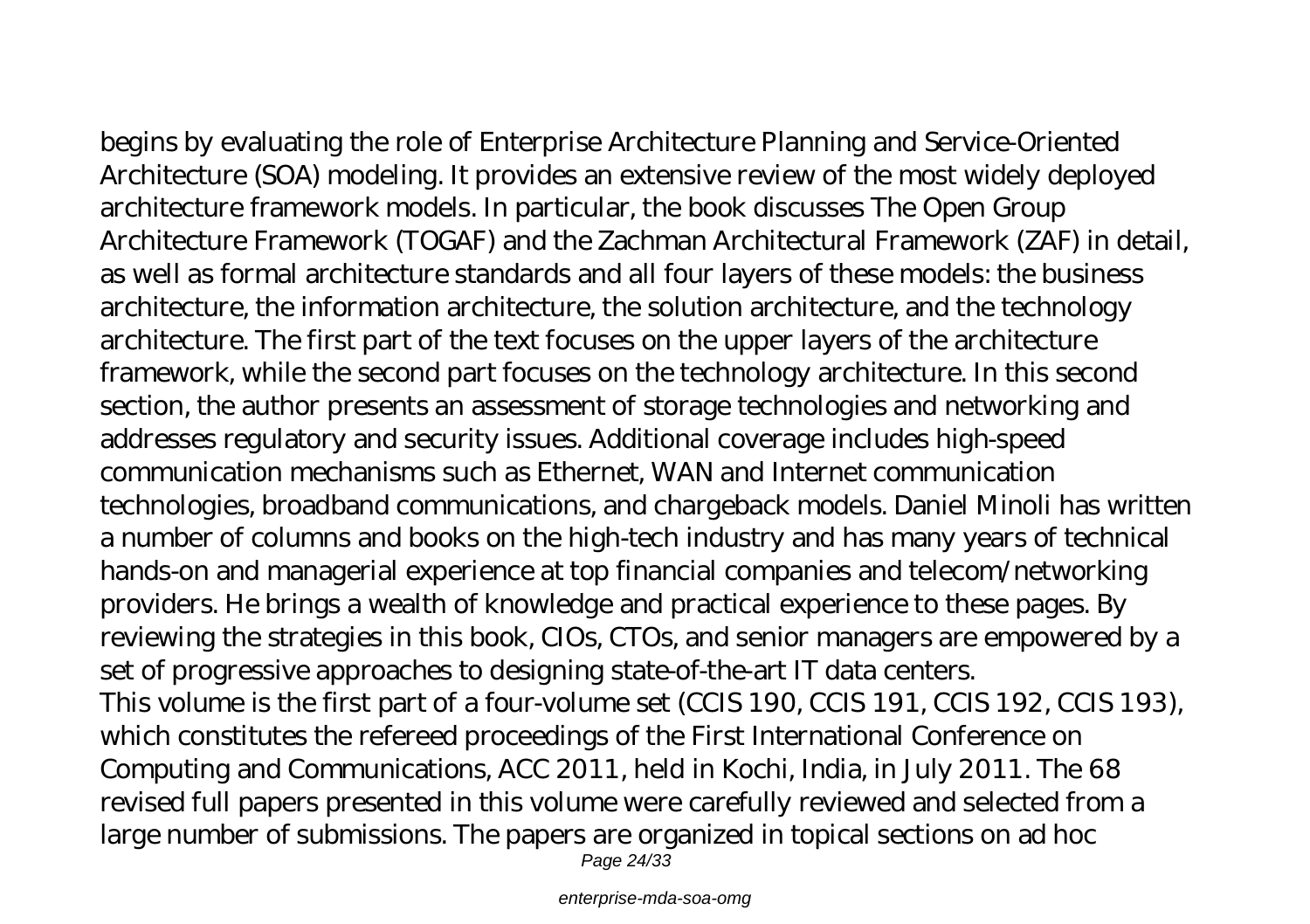begins by evaluating the role of Enterprise Architecture Planning and Service-Oriented Architecture (SOA) modeling. It provides an extensive review of the most widely deployed architecture framework models. In particular, the book discusses The Open Group Architecture Framework (TOGAF) and the Zachman Architectural Framework (ZAF) in detail, as well as formal architecture standards and all four layers of these models: the business architecture, the information architecture, the solution architecture, and the technology architecture. The first part of the text focuses on the upper layers of the architecture framework, while the second part focuses on the technology architecture. In this second section, the author presents an assessment of storage technologies and networking and addresses regulatory and security issues. Additional coverage includes high-speed communication mechanisms such as Ethernet, WAN and Internet communication technologies, broadband communications, and chargeback models. Daniel Minoli has written a number of columns and books on the high-tech industry and has many years of technical hands-on and managerial experience at top financial companies and telecom/networking providers. He brings a wealth of knowledge and practical experience to these pages. By reviewing the strategies in this book, CIOs, CTOs, and senior managers are empowered by a set of progressive approaches to designing state-of-the-art IT data centers.

This volume is the first part of a four-volume set (CCIS 190, CCIS 191, CCIS 192, CCIS 193), which constitutes the refereed proceedings of the First International Conference on Computing and Communications, ACC 2011, held in Kochi, India, in July 2011. The 68 revised full papers presented in this volume were carefully reviewed and selected from a large number of submissions. The papers are organized in topical sections on ad hoc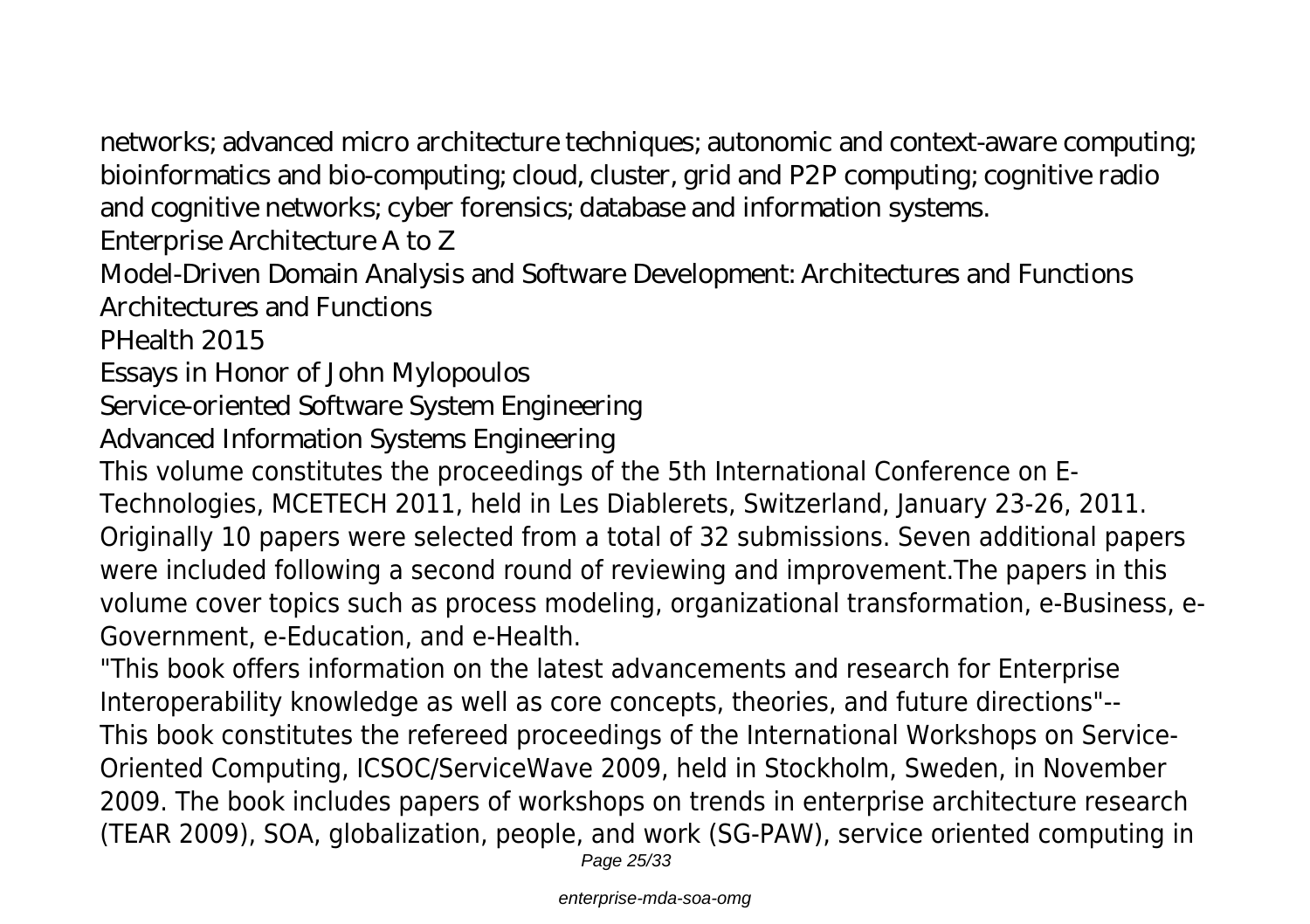networks; advanced micro architecture techniques; autonomic and context-aware computing; bioinformatics and bio-computing; cloud, cluster, grid and P2P computing; cognitive radio and cognitive networks; cyber forensics; database and information systems.

Enterprise Architecture A to Z

Model-Driven Domain Analysis and Software Development: Architectures and Functions

Architectures and Functions

PHealth 2015

Essays in Honor of John Mylopoulos

Service-oriented Software System Engineering

Advanced Information Systems Engineering

This volume constitutes the proceedings of the 5th International Conference on E-Technologies, MCETECH 2011, held in Les Diablerets, Switzerland, January 23-26, 2011. Originally 10 papers were selected from a total of 32 submissions. Seven additional papers were included following a second round of reviewing and improvement.The papers in this volume cover topics such as process modeling, organizational transformation, e-Business, e-Government, e-Education, and e-Health.

"This book offers information on the latest advancements and research for Enterprise Interoperability knowledge as well as core concepts, theories, and future directions"--

This book constitutes the refereed proceedings of the International Workshops on Service-Oriented Computing, ICSOC/ServiceWave 2009, held in Stockholm, Sweden, in November 2009. The book includes papers of workshops on trends in enterprise architecture research (TEAR 2009), SOA, globalization, people, and work (SG-PAW), service oriented computing in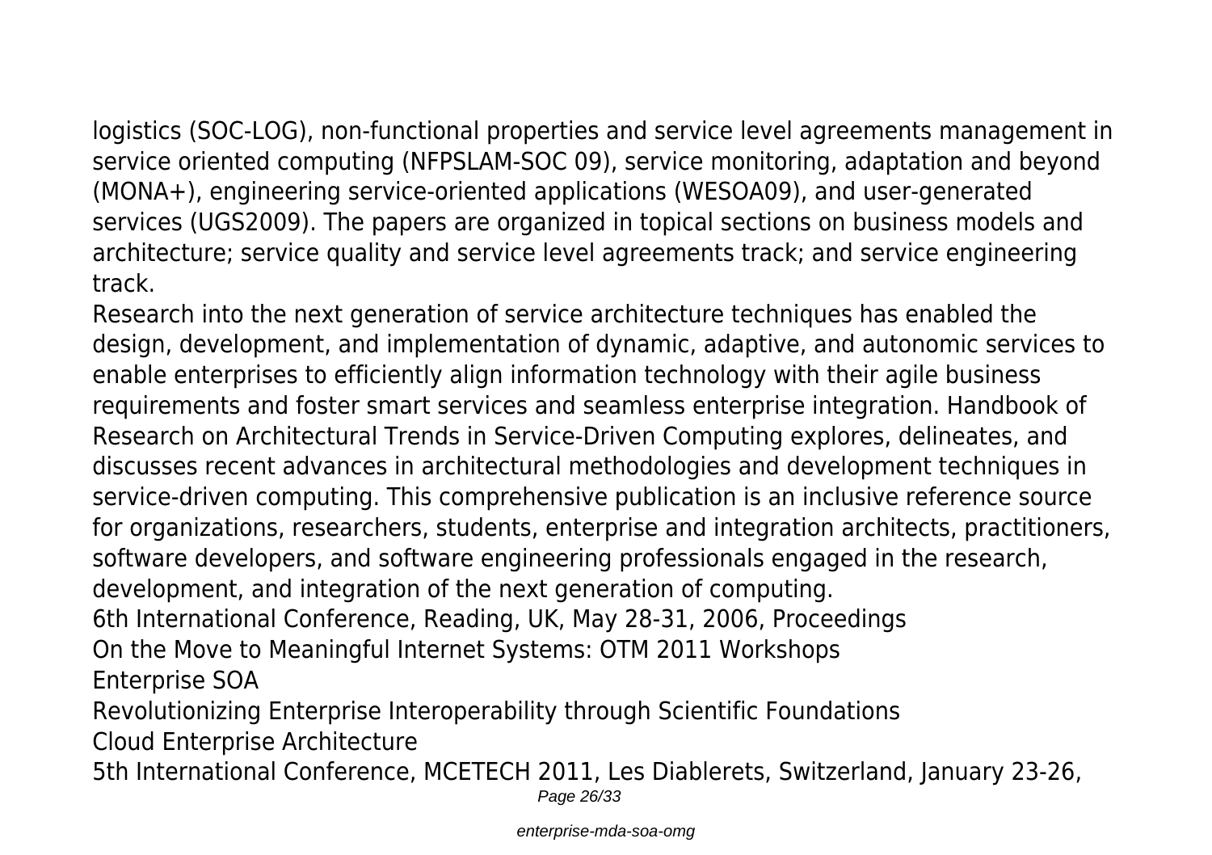logistics (SOC-LOG), non-functional properties and service level agreements management in service oriented computing (NFPSLAM-SOC 09), service monitoring, adaptation and beyond (MONA+), engineering service-oriented applications (WESOA09), and user-generated services (UGS2009). The papers are organized in topical sections on business models and architecture; service quality and service level agreements track; and service engineering track.

Research into the next generation of service architecture techniques has enabled the design, development, and implementation of dynamic, adaptive, and autonomic services to enable enterprises to efficiently align information technology with their agile business requirements and foster smart services and seamless enterprise integration. Handbook of Research on Architectural Trends in Service-Driven Computing explores, delineates, and discusses recent advances in architectural methodologies and development techniques in service-driven computing. This comprehensive publication is an inclusive reference source for organizations, researchers, students, enterprise and integration architects, practitioners, software developers, and software engineering professionals engaged in the research, development, and integration of the next generation of computing.

6th International Conference, Reading, UK, May 28-31, 2006, Proceedings

On the Move to Meaningful Internet Systems: OTM 2011 Workshops

Enterprise SOA

Revolutionizing Enterprise Interoperability through Scientific Foundations

Cloud Enterprise Architecture

5th International Conference, MCETECH 2011, Les Diablerets, Switzerland, January 23-26,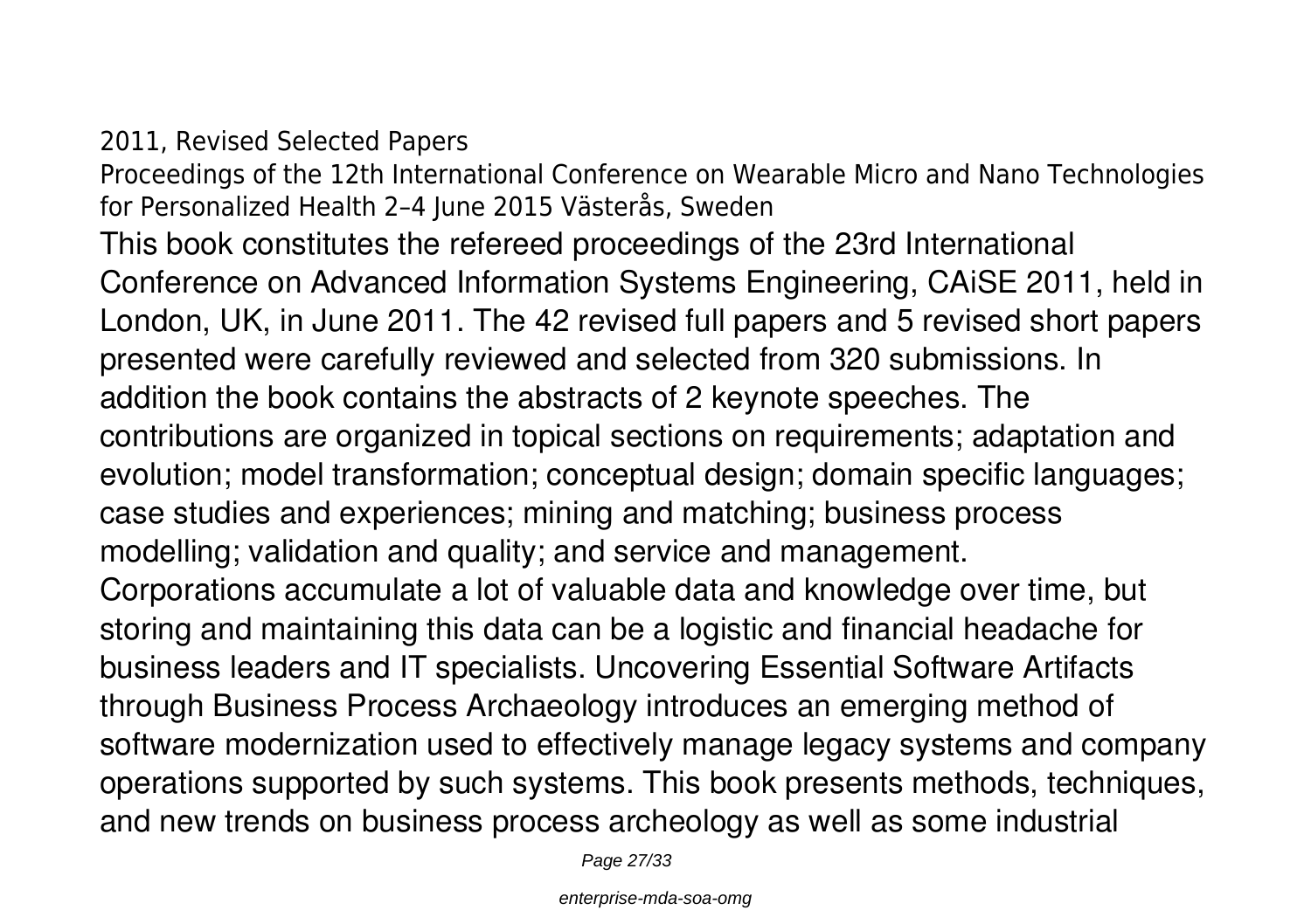2011, Revised Selected Papers

Proceedings of the 12th International Conference on Wearable Micro and Nano Technologies for Personalized Health 2–4 June 2015 Västerås, Sweden

This book constitutes the refereed proceedings of the 23rd International Conference on Advanced Information Systems Engineering, CAiSE 2011, held in London, UK, in June 2011. The 42 revised full papers and 5 revised short papers presented were carefully reviewed and selected from 320 submissions. In addition the book contains the abstracts of 2 keynote speeches. The contributions are organized in topical sections on requirements; adaptation and evolution; model transformation; conceptual design; domain specific languages; case studies and experiences; mining and matching; business process modelling; validation and quality; and service and management.

Corporations accumulate a lot of valuable data and knowledge over time, but storing and maintaining this data can be a logistic and financial headache for business leaders and IT specialists. Uncovering Essential Software Artifacts through Business Process Archaeology introduces an emerging method of software modernization used to effectively manage legacy systems and company operations supported by such systems. This book presents methods, techniques, and new trends on business process archeology as well as some industrial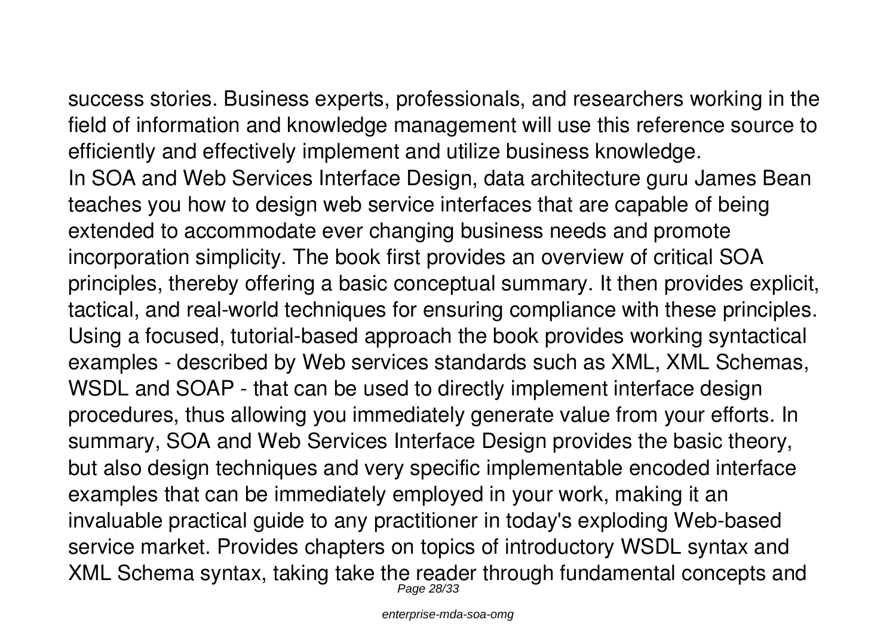success stories. Business experts, professionals, and researchers working in the field of information and knowledge management will use this reference source to efficiently and effectively implement and utilize business knowledge.

In SOA and Web Services Interface Design, data architecture guru James Bean teaches you how to design web service interfaces that are capable of being extended to accommodate ever changing business needs and promote incorporation simplicity. The book first provides an overview of critical SOA principles, thereby offering a basic conceptual summary. It then provides explicit, tactical, and real-world techniques for ensuring compliance with these principles. Using a focused, tutorial-based approach the book provides working syntactical examples - described by Web services standards such as XML, XML Schemas, WSDL and SOAP - that can be used to directly implement interface design procedures, thus allowing you immediately generate value from your efforts. In summary, SOA and Web Services Interface Design provides the basic theory, but also design techniques and very specific implementable encoded interface examples that can be immediately employed in your work, making it an invaluable practical guide to any practitioner in today's exploding Web-based service market. Provides chapters on topics of introductory WSDL syntax and XML Schema syntax, taking take the reader through fundamental concepts and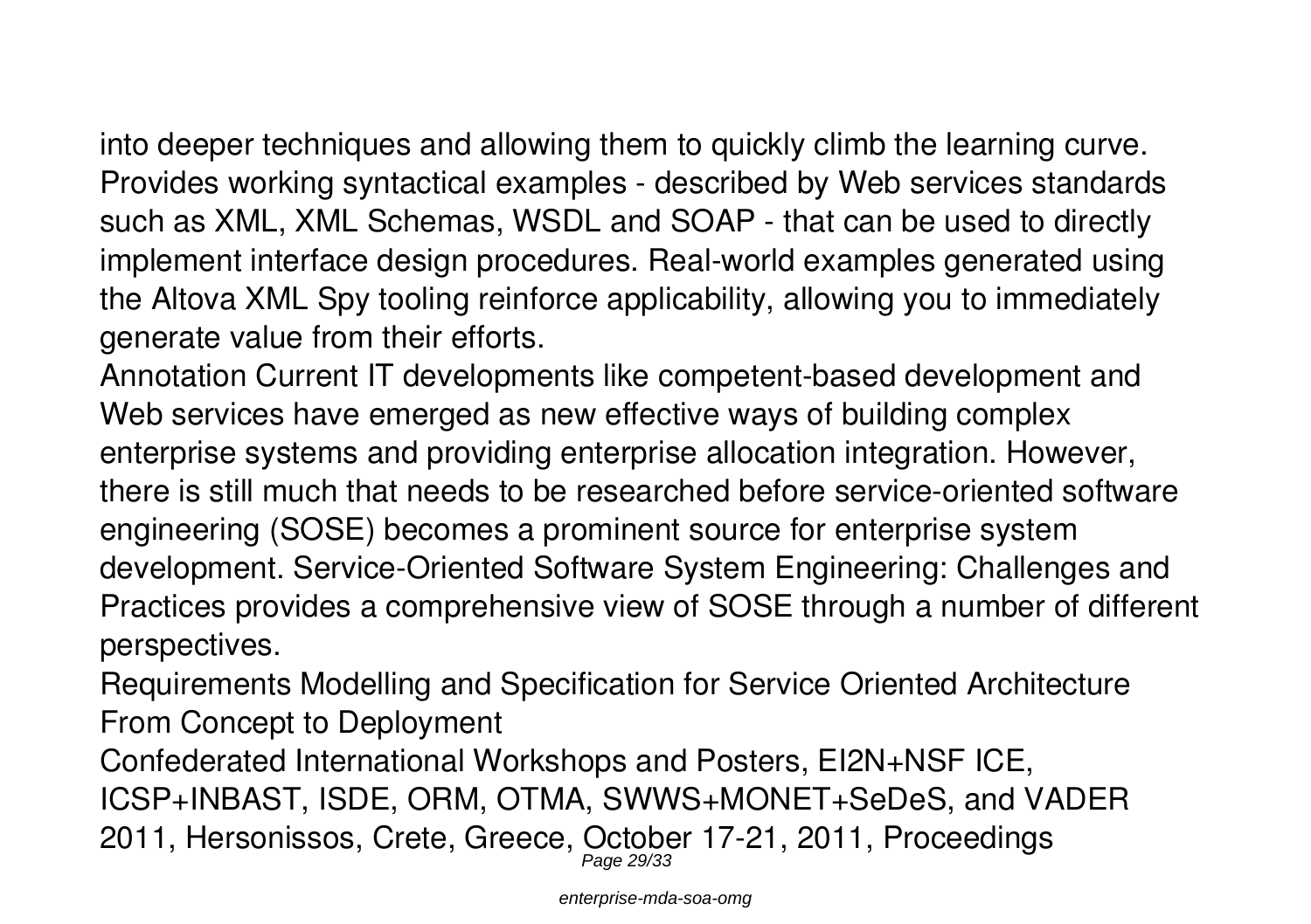into deeper techniques and allowing them to quickly climb the learning curve. Provides working syntactical examples - described by Web services standards such as XML, XML Schemas, WSDL and SOAP - that can be used to directly implement interface design procedures. Real-world examples generated using the Altova XML Spy tooling reinforce applicability, allowing you to immediately generate value from their efforts.

Annotation Current IT developments like competent-based development and Web services have emerged as new effective ways of building complex enterprise systems and providing enterprise allocation integration. However, there is still much that needs to be researched before service-oriented software engineering (SOSE) becomes a prominent source for enterprise system development. Service-Oriented Software System Engineering: Challenges and Practices provides a comprehensive view of SOSE through a number of different perspectives.

Requirements Modelling and Specification for Service Oriented Architecture

From Concept to Deployment

Confederated International Workshops and Posters, EI2N+NSF ICE, ICSP+INBAST, ISDE, ORM, OTMA, SWWS+MONET+SeDeS, and VADER 2011, Hersonissos, Crete, Greece, October 17-21, 2011, Proceedings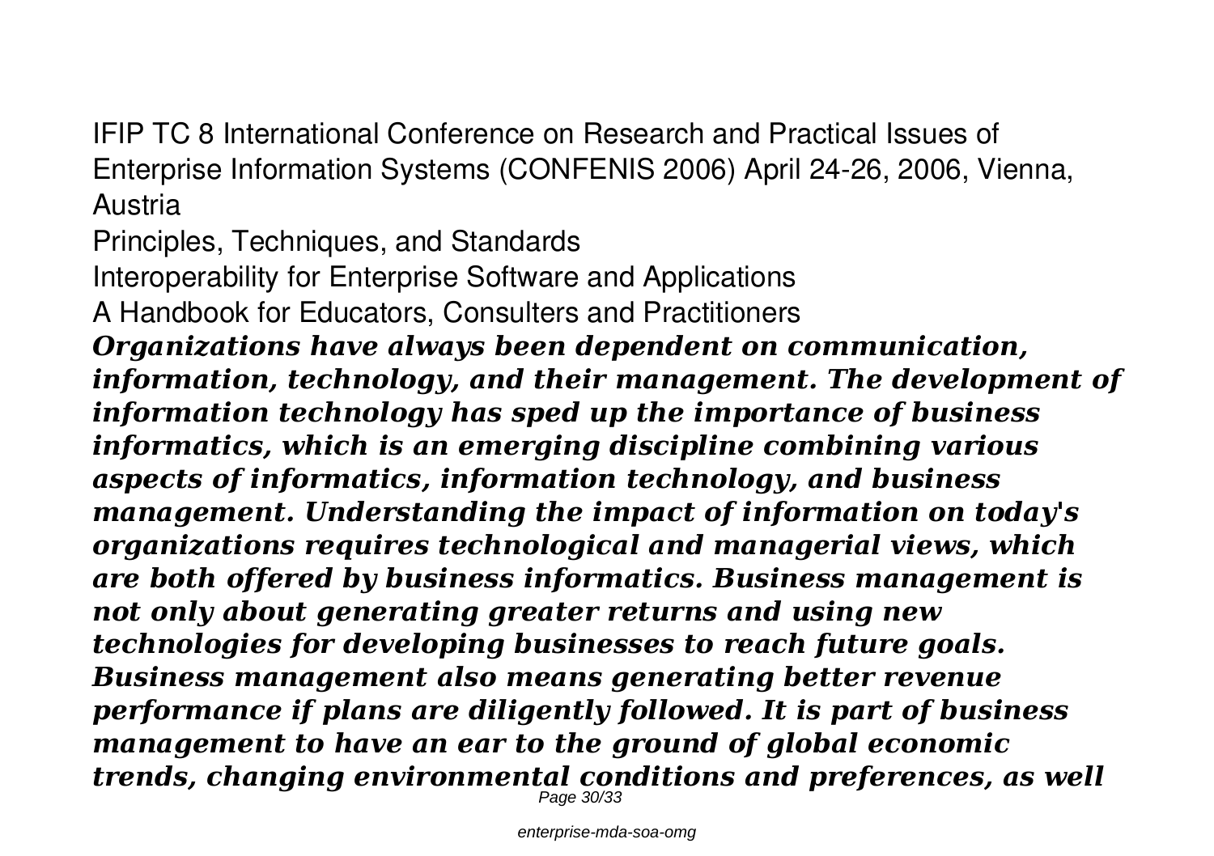IFIP TC 8 International Conference on Research and Practical Issues of Enterprise Information Systems (CONFENIS 2006) April 24-26, 2006, Vienna, Austria

Principles, Techniques, and Standards

Interoperability for Enterprise Software and Applications

A Handbook for Educators, Consulters and Practitioners

***Organizations have always been dependent on communication, information, technology, and their management. The development of information technology has sped up the importance of business informatics, which is an emerging discipline combining various aspects of informatics, information technology, and business management. Understanding the impact of information on today's organizations requires technological and managerial views, which are both offered by business informatics. Business management is not only about generating greater returns and using new technologies for developing businesses to reach future goals. Business management also means generating better revenue performance if plans are diligently followed. It is part of business management to have an ear to the ground of global economic trends, changing environmental conditions and preferences, as well***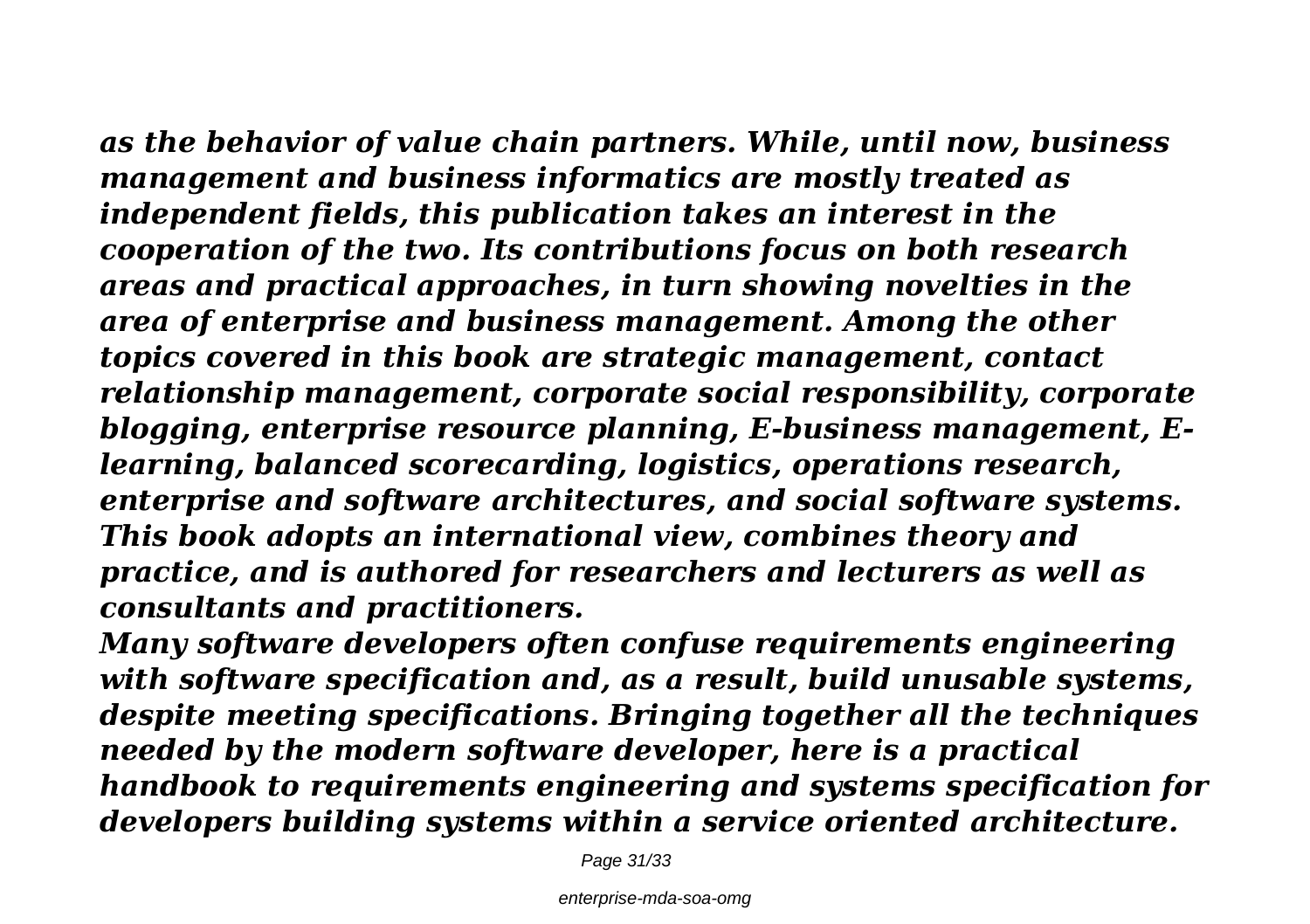*as the behavior of value chain partners. While, until now, business management and business informatics are mostly treated as independent fields, this publication takes an interest in the cooperation of the two. Its contributions focus on both research areas and practical approaches, in turn showing novelties in the area of enterprise and business management. Among the other topics covered in this book are strategic management, contact relationship management, corporate social responsibility, corporate blogging, enterprise resource planning, E-business management, E-learning, balanced scorecarding, logistics, operations research, enterprise and software architectures, and social software systems. This book adopts an international view, combines theory and practice, and is authored for researchers and lecturers as well as consultants and practitioners.*

*Many software developers often confuse requirements engineering with software specification and, as a result, build unusable systems, despite meeting specifications. Bringing together all the techniques needed by the modern software developer, here is a practical handbook to requirements engineering and systems specification for developers building systems within a service oriented architecture.*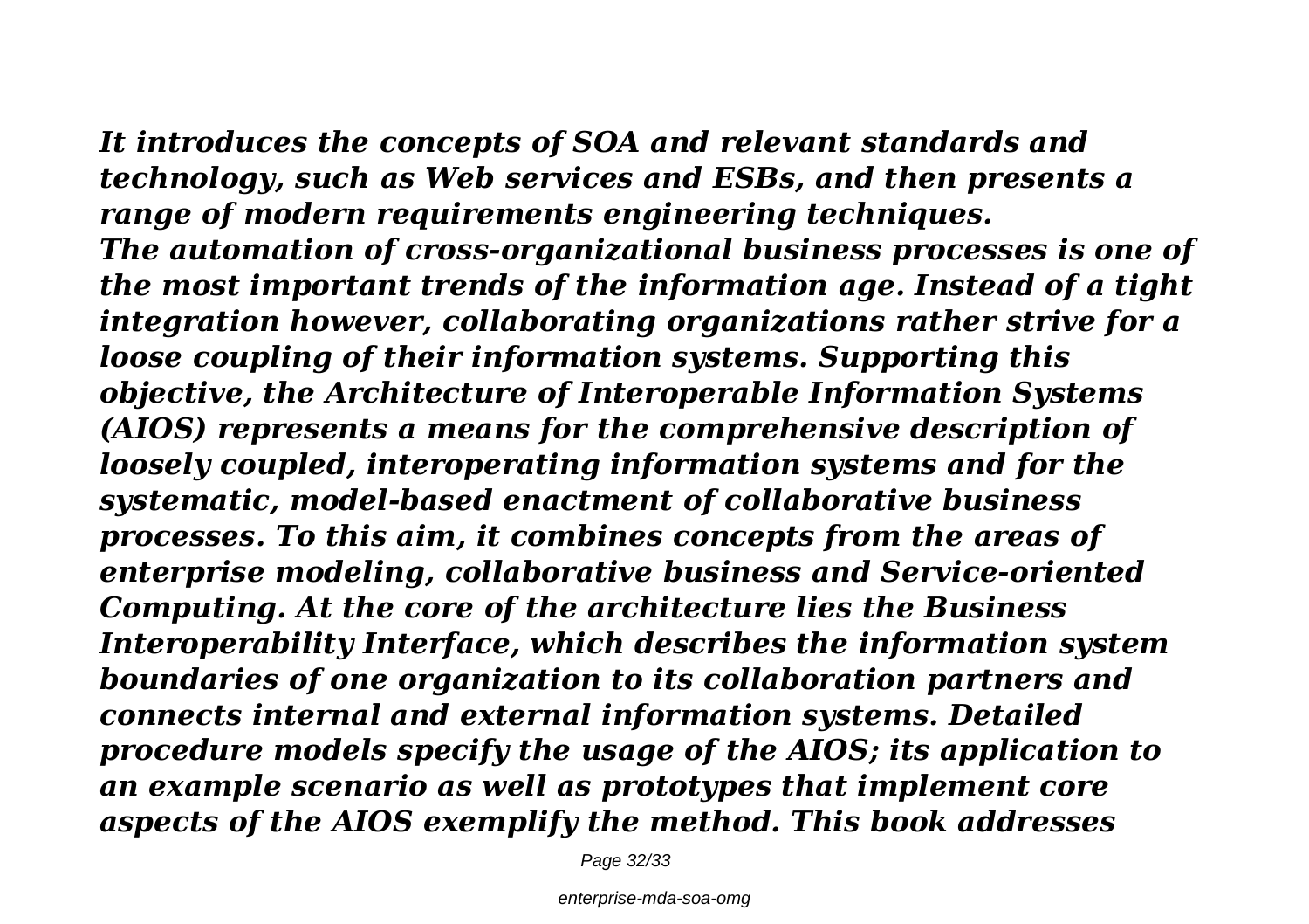*It introduces the concepts of SOA and relevant standards and technology, such as Web services and ESBs, and then presents a range of modern requirements engineering techniques.*

***The automation of cross-organizational business processes is one of the most important trends of the information age. Instead of a tight integration however, collaborating organizations rather strive for a loose coupling of their information systems. Supporting this objective, the Architecture of Interoperable Information Systems (AIOS) represents a means for the comprehensive description of loosely coupled, interoperating information systems and for the systematic, model-based enactment of collaborative business processes. To this aim, it combines concepts from the areas of enterprise modeling, collaborative business and Service-oriented Computing. At the core of the architecture lies the Business Interoperability Interface, which describes the information system boundaries of one organization to its collaboration partners and connects internal and external information systems. Detailed procedure models specify the usage of the AIOS; its application to an example scenario as well as prototypes that implement core aspects of the AIOS exemplify the method. This book addresses***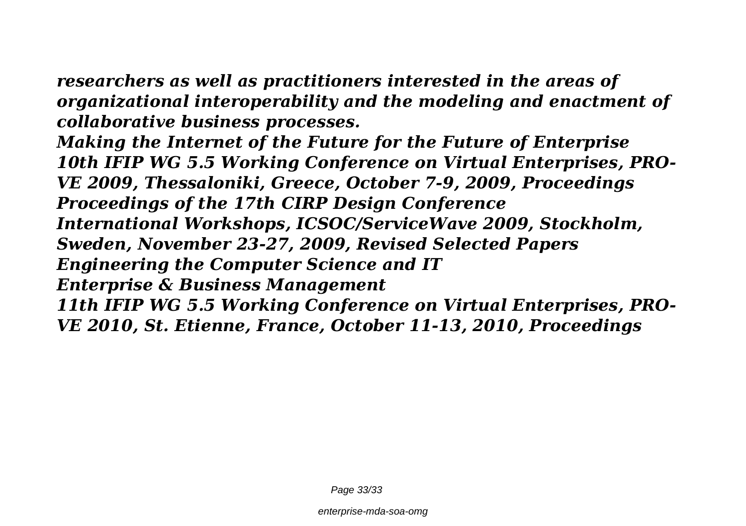*researchers as well as practitioners interested in the areas of organizational interoperability and the modeling and enactment of collaborative business processes.*

*Making the Internet of the Future for the Future of Enterprise*

*10th IFIP WG 5.5 Working Conference on Virtual Enterprises, PRO-VE 2009, Thessaloniki, Greece, October 7-9, 2009, Proceedings*

*Proceedings of the 17th CIRP Design Conference*

*International Workshops, ICSOC/ServiceWave 2009, Stockholm, Sweden, November 23-27, 2009, Revised Selected Papers*

*Engineering the Computer Science and IT*

*Enterprise & Business Management*

*11th IFIP WG 5.5 Working Conference on Virtual Enterprises, PRO-VE 2010, St. Etienne, France, October 11-13, 2010, Proceedings*